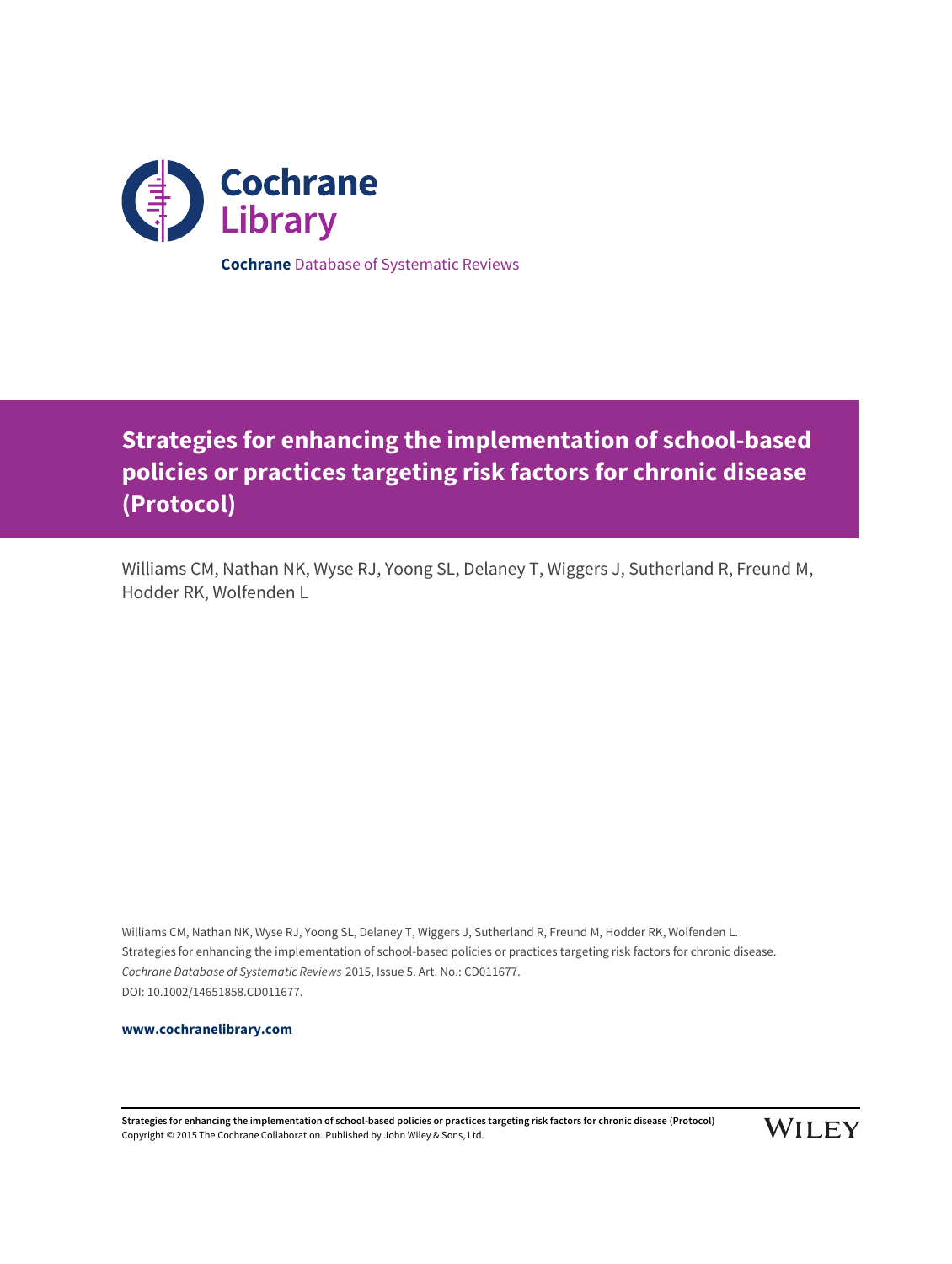Cochrane Library

**Cochrane** Database of Systematic Reviews

# Strategies for enhancing the implementation of school-based policies or practices targeting risk factors for chronic disease (Protocol)

Williams CM, Nathan NK, Wyse RJ, Yoong SL, Delaney T, Wiggers J, Sutherland R, Freund M, Hodder RK, Wolfenden L

Williams CM, Nathan NK, Wyse RJ, Yoong SL, Delaney T, Wiggers J, Sutherland R, Freund M, Hodder RK, Wolfenden L.
Strategies for enhancing the implementation of school-based policies or practices targeting risk factors for chronic disease.
*Cochrane Database of Systematic Reviews* 2015, Issue 5. Art. No.: CD011677.
DOI: 10.1002/14651858.CD011677.

**www.cochranelibrary.com**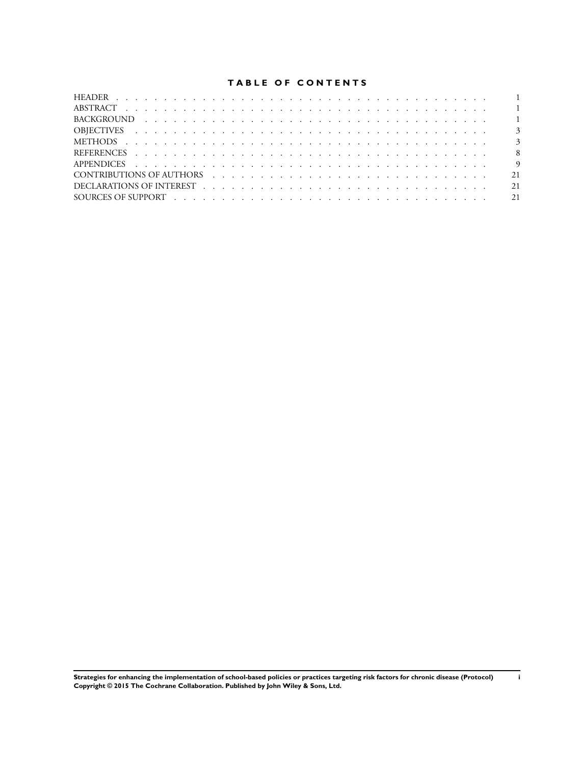# TABLE OF CONTENTS

| | |
|---|---|
| HEADER | 1 |
| ABSTRACT | 1 |
| BACKGROUND | 1 |
| OBJECTIVES | 3 |
| METHODS | 3 |
| REFERENCES | 8 |
| APPENDICES | 9 |
| CONTRIBUTIONS OF AUTHORS | 21 |
| DECLARATIONS OF INTEREST | 21 |
| SOURCES OF SUPPORT | 21 |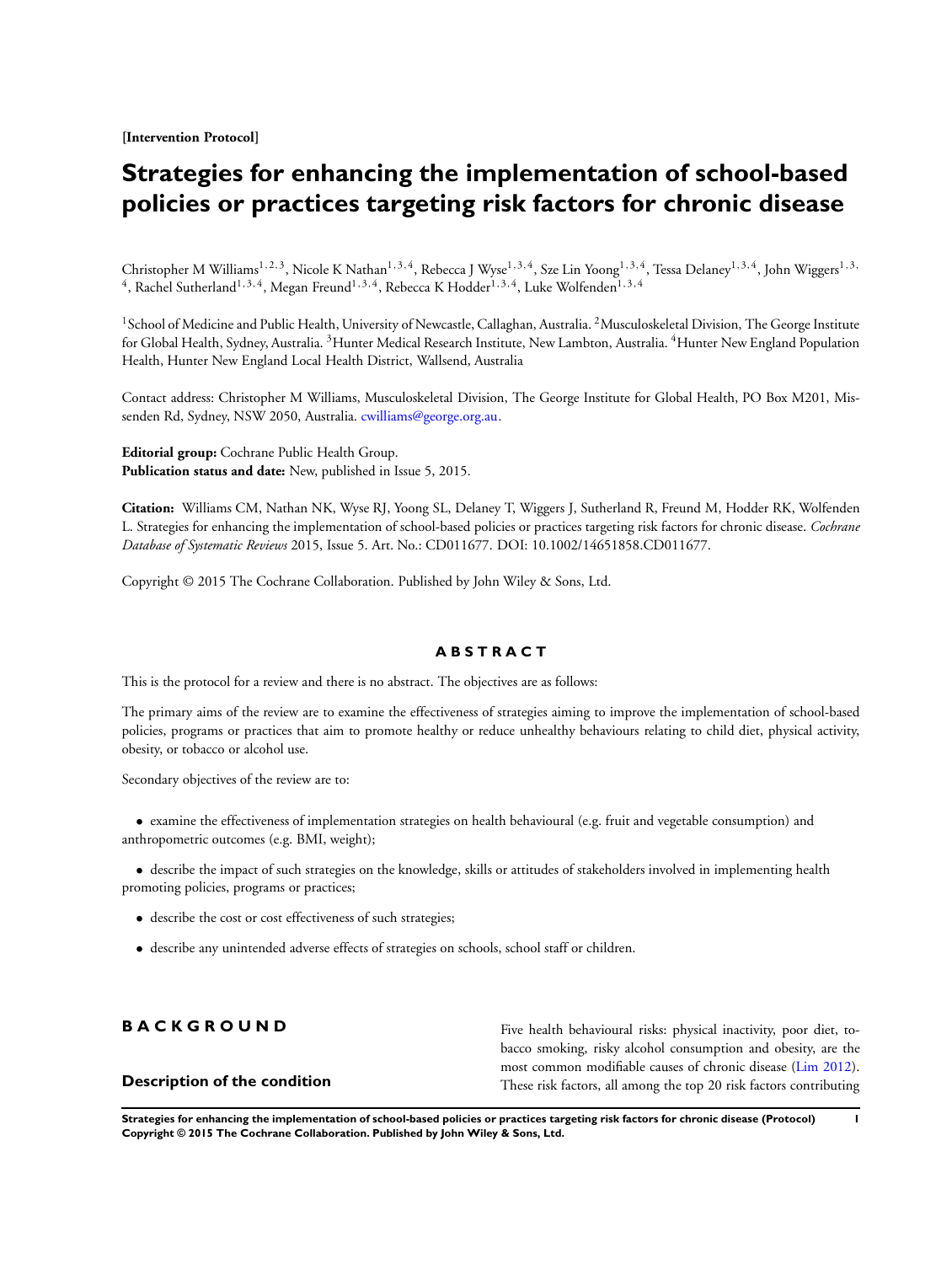[Intervention Protocol]

# Strategies for enhancing the implementation of school-based policies or practices targeting risk factors for chronic disease

Christopher M Williams[1,2,3], Nicole K Nathan[1,3,4], Rebecca J Wyse[1,3,4], Sze Lin Yoong[1,3,4], Tessa Delaney[1,3,4], John Wiggers[1,3,4], Rachel Sutherland[1,3,4], Megan Freund[1,3,4], Rebecca K Hodder[1,3,4], Luke Wolfenden[1,3,4]

[1]School of Medicine and Public Health, University of Newcastle, Callaghan, Australia. [2]Musculoskeletal Division, The George Institute for Global Health, Sydney, Australia. [3]Hunter Medical Research Institute, New Lambton, Australia. [4]Hunter New England Population Health, Hunter New England Local Health District, Wallsend, Australia

Contact address: Christopher M Williams, Musculoskeletal Division, The George Institute for Global Health, PO Box M201, Missenden Rd, Sydney, NSW 2050, Australia. cwilliams@george.org.au.

**Editorial group:** Cochrane Public Health Group.
**Publication status and date:** New, published in Issue 5, 2015.

**Citation:** Williams CM, Nathan NK, Wyse RJ, Yoong SL, Delaney T, Wiggers J, Sutherland R, Freund M, Hodder RK, Wolfenden L. Strategies for enhancing the implementation of school-based policies or practices targeting risk factors for chronic disease. *Cochrane Database of Systematic Reviews* 2015, Issue 5. Art. No.: CD011677. DOI: 10.1002/14651858.CD011677.

Copyright © 2015 The Cochrane Collaboration. Published by John Wiley & Sons, Ltd.

## ABSTRACT

This is the protocol for a review and there is no abstract. The objectives are as follows:

The primary aims of the review are to examine the effectiveness of strategies aiming to improve the implementation of school-based policies, programs or practices that aim to promote healthy or reduce unhealthy behaviours relating to child diet, physical activity, obesity, or tobacco or alcohol use.

Secondary objectives of the review are to:

- examine the effectiveness of implementation strategies on health behavioural (e.g. fruit and vegetable consumption) and anthropometric outcomes (e.g. BMI, weight);
- describe the impact of such strategies on the knowledge, skills or attitudes of stakeholders involved in implementing health promoting policies, programs or practices;
- describe the cost or cost effectiveness of such strategies;
- describe any unintended adverse effects of strategies on schools, school staff or children.

## BACKGROUND

### Description of the condition

Five health behavioural risks: physical inactivity, poor diet, tobacco smoking, risky alcohol consumption and obesity, are the most common modifiable causes of chronic disease (Lim 2012). These risk factors, all among the top 20 risk factors contributing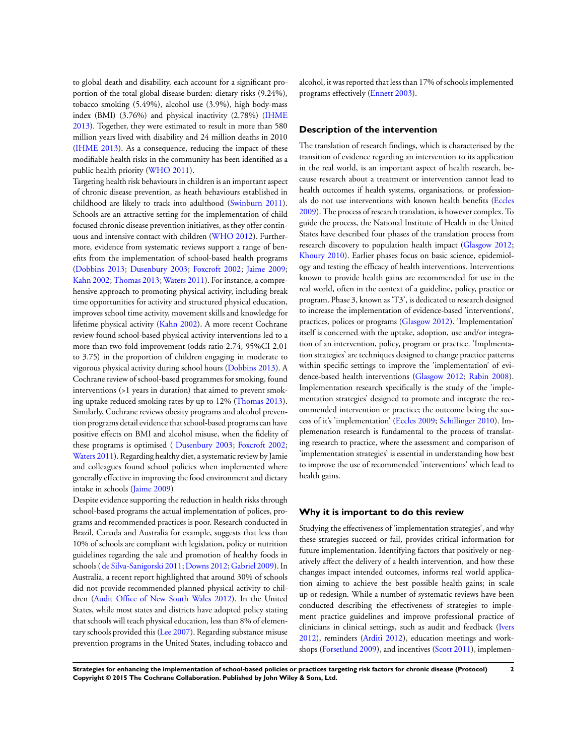to global death and disability, each account for a significant proportion of the total global disease burden: dietary risks (9.24%), tobacco smoking (5.49%), alcohol use (3.9%), high body-mass index (BMI) (3.76%) and physical inactivity (2.78%) (IHME 2013). Together, they were estimated to result in more than 580 million years lived with disability and 24 million deaths in 2010 (IHME 2013). As a consequence, reducing the impact of these modifiable health risks in the community has been identified as a public health priority (WHO 2011).

Targeting health risk behaviours in children is an important aspect of chronic disease prevention, as heath behaviours established in childhood are likely to track into adulthood (Swinburn 2011). Schools are an attractive setting for the implementation of child focused chronic disease prevention initiatives, as they offer continuous and intensive contact with children (WHO 2012). Furthermore, evidence from systematic reviews support a range of benefits from the implementation of school-based health programs (Dobbins 2013; Dusenbury 2003; Foxcroft 2002; Jaime 2009; Kahn 2002; Thomas 2013; Waters 2011). For instance, a comprehensive approach to promoting physical activity, including break time opportunities for activity and structured physical education, improves school time activity, movement skills and knowledge for lifetime physical activity (Kahn 2002). A more recent Cochrane review found school-based physical activity interventions led to a more than two-fold improvement (odds ratio 2.74, 95%CI 2.01 to 3.75) in the proportion of children engaging in moderate to vigorous physical activity during school hours (Dobbins 2013). A Cochrane review of school-based programmes for smoking, found interventions (>1 years in duration) that aimed to prevent smoking uptake reduced smoking rates by up to 12% (Thomas 2013). Similarly, Cochrane reviews obesity programs and alcohol prevention programs detail evidence that school-based programs can have positive effects on BMI and alcohol misuse, when the fidelity of these programs is optimised ( Dusenbury 2003; Foxcroft 2002; Waters 2011). Regarding healthy diet, a systematic review by Jamie and colleagues found school policies when implemented where generally effective in improving the food environment and dietary intake in schools (Jaime 2009)

Despite evidence supporting the reduction in health risks through school-based programs the actual implementation of polices, programs and recommended practices is poor. Research conducted in Brazil, Canada and Australia for example, suggests that less than 10% of schools are compliant with legislation, policy or nutrition guidelines regarding the sale and promotion of healthy foods in schools ( de Silva-Sanigorski 2011; Downs 2012; Gabriel 2009). In Australia, a recent report highlighted that around 30% of schools did not provide recommended planned physical activity to children (Audit Office of New South Wales 2012). In the United States, while most states and districts have adopted policy stating that schools will teach physical education, less than 8% of elementary schools provided this (Lee 2007). Regarding substance misuse prevention programs in the United States, including tobacco and alcohol, it was reported that less than 17% of schools implemented programs effectively (Ennett 2003).

## Description of the intervention

The translation of research findings, which is characterised by the transition of evidence regarding an intervention to its application in the real world, is an important aspect of health research, because research about a treatment or intervention cannot lead to health outcomes if health systems, organisations, or professionals do not use interventions with known health benefits (Eccles 2009). The process of research translation, is however complex. To guide the process, the National Institute of Health in the United States have described four phases of the translation process from research discovery to population health impact (Glasgow 2012; Khoury 2010). Earlier phases focus on basic science, epidemiology and testing the efficacy of health interventions. Interventions known to provide health gains are recommended for use in the real world, often in the context of a guideline, policy, practice or program. Phase 3, known as 'T3', is dedicated to research designed to increase the implementation of evidence-based 'interventions', practices, polices or programs (Glasgow 2012). 'Implementation' itself is concerned with the uptake, adoption, use and/or integration of an intervention, policy, program or practice. 'Implmentation strategies' are techniques designed to change practice patterns within specific settings to improve the 'implementation' of evidence-based health interventions (Glasgow 2012; Rabin 2008). Implementation research specifically is the study of the 'implementation strategies' designed to promote and integrate the recommended intervention or practice; the outcome being the success of it's 'implementation' (Eccles 2009; Schillinger 2010). Implemenation research is fundamental to the process of translating research to practice, where the assessment and comparison of 'implementation strategies' is essential in understanding how best to improve the use of recommended 'interventions' which lead to health gains.

## Why it is important to do this review

Studying the effectiveness of 'implementation strategies', and why these strategies succeed or fail, provides critical information for future implementation. Identifying factors that positively or negatively affect the delivery of a health intervention, and how these changes impact intended outcomes, informs real world application aiming to achieve the best possible health gains; in scale up or redesign. While a number of systematic reviews have been conducted describing the effectiveness of strategies to implement practice guidelines and improve professional practice of clinicians in clinical settings, such as audit and feedback (Ivers 2012), reminders (Arditi 2012), education meetings and workshops (Forsetlund 2009), and incentives (Scott 2011), implemen-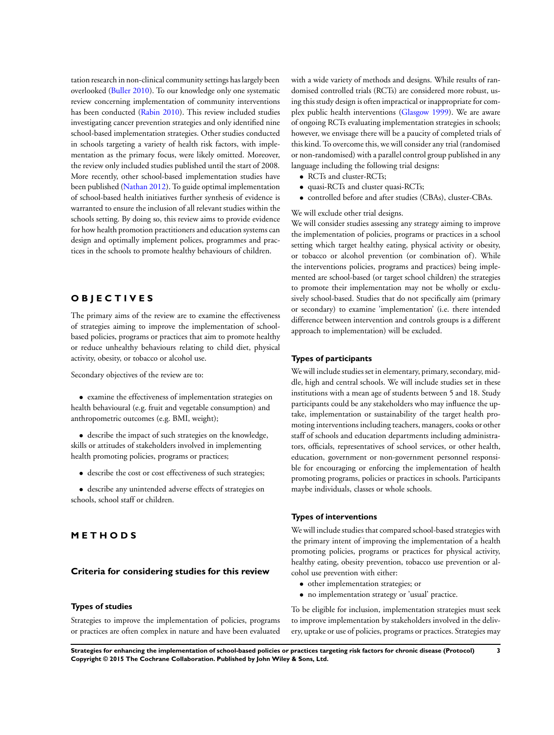tation research in non-clinical community settings has largely been overlooked (Buller 2010). To our knowledge only one systematic review concerning implementation of community interventions has been conducted (Rabin 2010). This review included studies investigating cancer prevention strategies and only identified nine school-based implementation strategies. Other studies conducted in schools targeting a variety of health risk factors, with implementation as the primary focus, were likely omitted. Moreover, the review only included studies published until the start of 2008. More recently, other school-based implementation studies have been published (Nathan 2012). To guide optimal implementation of school-based health initiatives further synthesis of evidence is warranted to ensure the inclusion of all relevant studies within the schools setting. By doing so, this review aims to provide evidence for how health promotion practitioners and education systems can design and optimally implement polices, programmes and practices in the schools to promote healthy behaviours of children.

# OBJECTIVES

The primary aims of the review are to examine the effectiveness of strategies aiming to improve the implementation of school-based policies, programs or practices that aim to promote healthy or reduce unhealthy behaviours relating to child diet, physical activity, obesity, or tobacco or alcohol use.

Secondary objectives of the review are to:

- examine the effectiveness of implementation strategies on health behavioural (e.g. fruit and vegetable consumption) and anthropometric outcomes (e.g. BMI, weight);
- describe the impact of such strategies on the knowledge, skills or attitudes of stakeholders involved in implementing health promoting policies, programs or practices;
- describe the cost or cost effectiveness of such strategies;
- describe any unintended adverse effects of strategies on schools, school staff or children.

# METHODS

## Criteria for considering studies for this review

### Types of studies

Strategies to improve the implementation of policies, programs or practices are often complex in nature and have been evaluated with a wide variety of methods and designs. While results of randomised controlled trials (RCTs) are considered more robust, using this study design is often impractical or inappropriate for complex public health interventions (Glasgow 1999). We are aware of ongoing RCTs evaluating implementation strategies in schools; however, we envisage there will be a paucity of completed trials of this kind. To overcome this, we will consider any trial (randomised or non-randomised) with a parallel control group published in any language including the following trial designs:

- RCTs and cluster-RCTs;
- quasi-RCTs and cluster quasi-RCTs;
- controlled before and after studies (CBAs), cluster-CBAs.

We will exclude other trial designs.

We will consider studies assessing any strategy aiming to improve the implementation of policies, programs or practices in a school setting which target healthy eating, physical activity or obesity, or tobacco or alcohol prevention (or combination of). While the interventions policies, programs and practices) being implemented are school-based (or target school children) the strategies to promote their implementation may not be wholly or exclusively school-based. Studies that do not specifically aim (primary or secondary) to examine 'implementation' (i.e. there intended difference between intervention and controls groups is a different approach to implementation) will be excluded.

### Types of participants

We will include studies set in elementary, primary, secondary, middle, high and central schools. We will include studies set in these institutions with a mean age of students between 5 and 18. Study participants could be any stakeholders who may influence the uptake, implementation or sustainability of the target health promoting interventions including teachers, managers, cooks or other staff of schools and education departments including administrators, officials, representatives of school services, or other health, education, government or non-government personnel responsible for encouraging or enforcing the implementation of health promoting programs, policies or practices in schools. Participants maybe individuals, classes or whole schools.

### Types of interventions

We will include studies that compared school-based strategies with the primary intent of improving the implementation of a health promoting policies, programs or practices for physical activity, healthy eating, obesity prevention, tobacco use prevention or alcohol use prevention with either:

- other implementation strategies; or
- no implementation strategy or 'usual' practice.

To be eligible for inclusion, implementation strategies must seek to improve implementation by stakeholders involved in the delivery, uptake or use of policies, programs or practices. Strategies may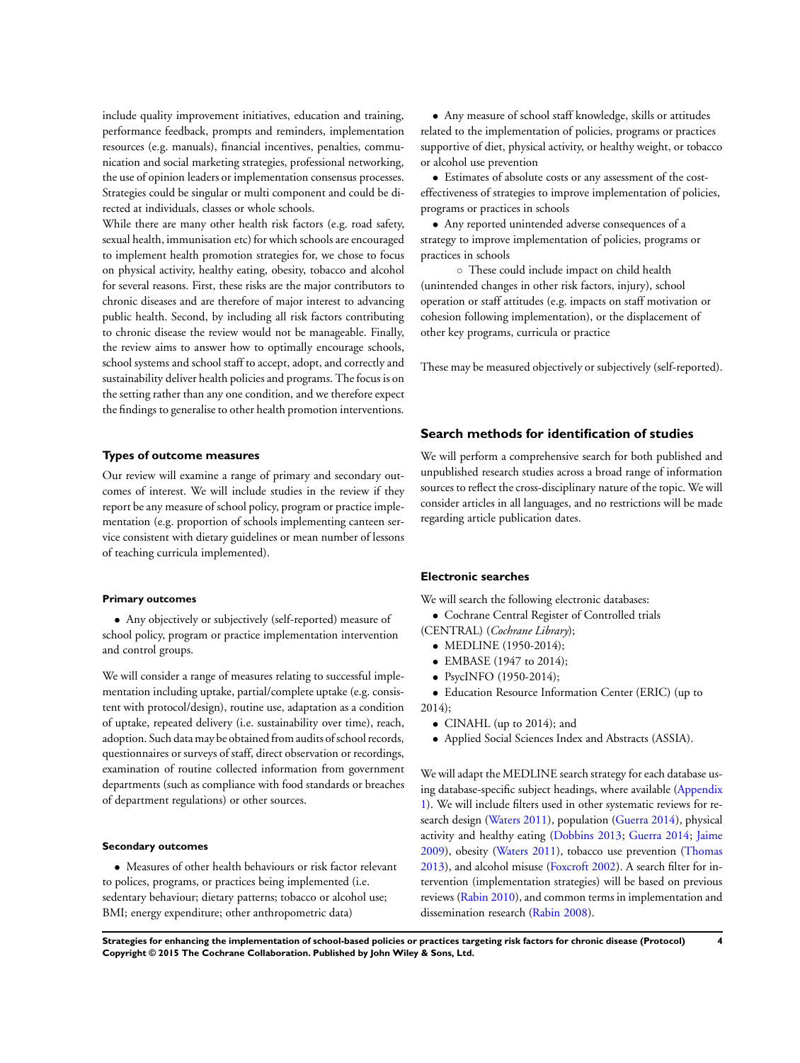include quality improvement initiatives, education and training, performance feedback, prompts and reminders, implementation resources (e.g. manuals), financial incentives, penalties, communication and social marketing strategies, professional networking, the use of opinion leaders or implementation consensus processes. Strategies could be singular or multi component and could be directed at individuals, classes or whole schools.

While there are many other health risk factors (e.g. road safety, sexual health, immunisation etc) for which schools are encouraged to implement health promotion strategies for, we chose to focus on physical activity, healthy eating, obesity, tobacco and alcohol for several reasons. First, these risks are the major contributors to chronic diseases and are therefore of major interest to advancing public health. Second, by including all risk factors contributing to chronic disease the review would not be manageable. Finally, the review aims to answer how to optimally encourage schools, school systems and school staff to accept, adopt, and correctly and sustainability deliver health policies and programs. The focus is on the setting rather than any one condition, and we therefore expect the findings to generalise to other health promotion interventions.

### Types of outcome measures

Our review will examine a range of primary and secondary outcomes of interest. We will include studies in the review if they report be any measure of school policy, program or practice implementation (e.g. proportion of schools implementing canteen service consistent with dietary guidelines or mean number of lessons of teaching curricula implemented).

#### Primary outcomes

- Any objectively or subjectively (self-reported) measure of school policy, program or practice implementation intervention and control groups.

We will consider a range of measures relating to successful implementation including uptake, partial/complete uptake (e.g. consistent with protocol/design), routine use, adaptation as a condition of uptake, repeated delivery (i.e. sustainability over time), reach, adoption. Such data may be obtained from audits of school records, questionnaires or surveys of staff, direct observation or recordings, examination of routine collected information from government departments (such as compliance with food standards or breaches of department regulations) or other sources.

#### Secondary outcomes

- Measures of other health behaviours or risk factor relevant to polices, programs, or practices being implemented (i.e. sedentary behaviour; dietary patterns; tobacco or alcohol use; BMI; energy expenditure; other anthropometric data)
- Any measure of school staff knowledge, skills or attitudes related to the implementation of policies, programs or practices supportive of diet, physical activity, or healthy weight, or tobacco or alcohol use prevention
- Estimates of absolute costs or any assessment of the cost-effectiveness of strategies to improve implementation of policies, programs or practices in schools
- Any reported unintended adverse consequences of a strategy to improve implementation of policies, programs or practices in schools
    - These could include impact on child health (unintended changes in other risk factors, injury), school operation or staff attitudes (e.g. impacts on staff motivation or cohesion following implementation), or the displacement of other key programs, curricula or practice

These may be measured objectively or subjectively (self-reported).

## Search methods for identification of studies

We will perform a comprehensive search for both published and unpublished research studies across a broad range of information sources to reflect the cross-disciplinary nature of the topic. We will consider articles in all languages, and no restrictions will be made regarding article publication dates.

### Electronic searches

We will search the following electronic databases:

- Cochrane Central Register of Controlled trials (CENTRAL) (*Cochrane Library*);
- MEDLINE (1950-2014);
- EMBASE (1947 to 2014);
- PsycINFO (1950-2014);
- Education Resource Information Center (ERIC) (up to 2014);
- CINAHL (up to 2014); and
- Applied Social Sciences Index and Abstracts (ASSIA).

We will adapt the MEDLINE search strategy for each database using database-specific subject headings, where available (Appendix 1). We will include filters used in other systematic reviews for research design (Waters 2011), population (Guerra 2014), physical activity and healthy eating (Dobbins 2013; Guerra 2014; Jaime 2009), obesity (Waters 2011), tobacco use prevention (Thomas 2013), and alcohol misuse (Foxcroft 2002). A search filter for intervention (implementation strategies) will be based on previous reviews (Rabin 2010), and common terms in implementation and dissemination research (Rabin 2008).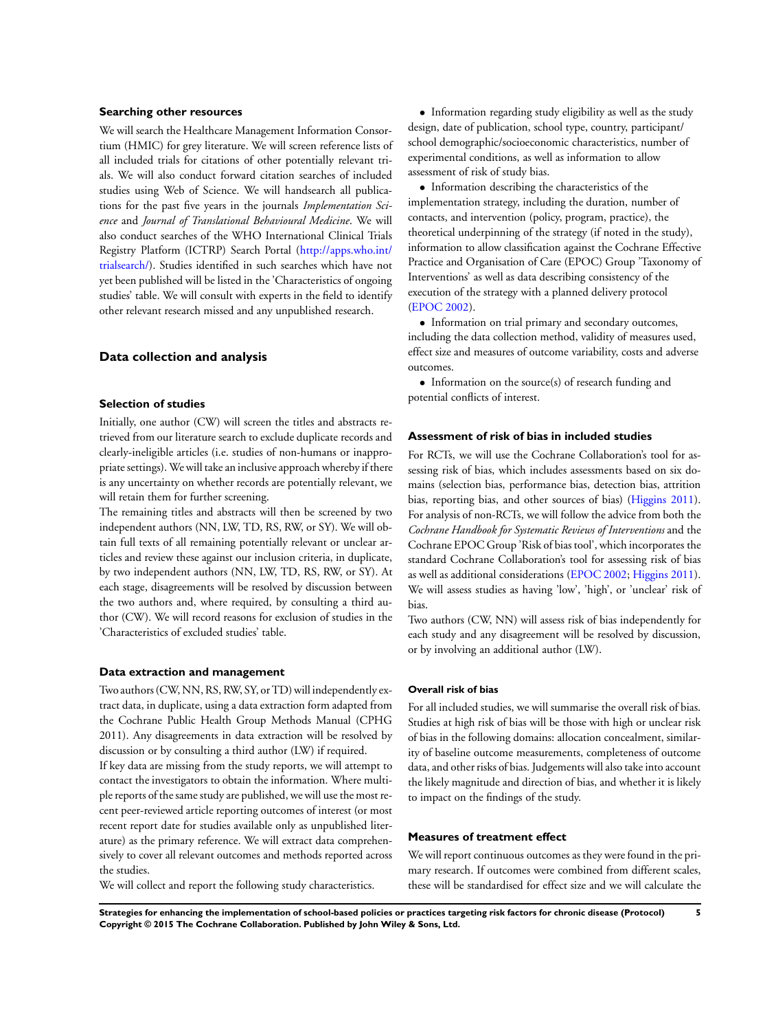### Searching other resources

We will search the Healthcare Management Information Consortium (HMIC) for grey literature. We will screen reference lists of all included trials for citations of other potentially relevant trials. We will also conduct forward citation searches of included studies using Web of Science. We will handsearch all publications for the past five years in the journals *Implementation Science* and *Journal of Translational Behavioural Medicine*. We will also conduct searches of the WHO International Clinical Trials Registry Platform (ICTRP) Search Portal (http://apps.who.int/trialsearch/). Studies identified in such searches which have not yet been published will be listed in the 'Characteristics of ongoing studies' table. We will consult with experts in the field to identify other relevant research missed and any unpublished research.

## Data collection and analysis

### Selection of studies

Initially, one author (CW) will screen the titles and abstracts retrieved from our literature search to exclude duplicate records and clearly-ineligible articles (i.e. studies of non-humans or inappropriate settings). We will take an inclusive approach whereby if there is any uncertainty on whether records are potentially relevant, we will retain them for further screening.

The remaining titles and abstracts will then be screened by two independent authors (NN, LW, TD, RS, RW, or SY). We will obtain full texts of all remaining potentially relevant or unclear articles and review these against our inclusion criteria, in duplicate, by two independent authors (NN, LW, TD, RS, RW, or SY). At each stage, disagreements will be resolved by discussion between the two authors and, where required, by consulting a third author (CW). We will record reasons for exclusion of studies in the 'Characteristics of excluded studies' table.

### Data extraction and management

Two authors (CW, NN, RS, RW, SY, or TD) will independently extract data, in duplicate, using a data extraction form adapted from the Cochrane Public Health Group Methods Manual (CPHG 2011). Any disagreements in data extraction will be resolved by discussion or by consulting a third author (LW) if required.

If key data are missing from the study reports, we will attempt to contact the investigators to obtain the information. Where multiple reports of the same study are published, we will use the most recent peer-reviewed article reporting outcomes of interest (or most recent report date for studies available only as unpublished literature) as the primary reference. We will extract data comprehensively to cover all relevant outcomes and methods reported across the studies.

We will collect and report the following study characteristics.

- Information regarding study eligibility as well as the study design, date of publication, school type, country, participant/school demographic/socioeconomic characteristics, number of experimental conditions, as well as information to allow assessment of risk of study bias.
- Information describing the characteristics of the implementation strategy, including the duration, number of contacts, and intervention (policy, program, practice), the theoretical underpinning of the strategy (if noted in the study), information to allow classification against the Cochrane Effective Practice and Organisation of Care (EPOC) Group 'Taxonomy of Interventions' as well as data describing consistency of the execution of the strategy with a planned delivery protocol (EPOC 2002).
- Information on trial primary and secondary outcomes, including the data collection method, validity of measures used, effect size and measures of outcome variability, costs and adverse outcomes.
- Information on the source(s) of research funding and potential conflicts of interest.

### Assessment of risk of bias in included studies

For RCTs, we will use the Cochrane Collaboration's tool for assessing risk of bias, which includes assessments based on six domains (selection bias, performance bias, detection bias, attrition bias, reporting bias, and other sources of bias) (Higgins 2011). For analysis of non-RCTs, we will follow the advice from both the *Cochrane Handbook for Systematic Reviews of Interventions* and the Cochrane EPOC Group 'Risk of bias tool', which incorporates the standard Cochrane Collaboration's tool for assessing risk of bias as well as additional considerations (EPOC 2002; Higgins 2011). We will assess studies as having 'low', 'high', or 'unclear' risk of bias.

Two authors (CW, NN) will assess risk of bias independently for each study and any disagreement will be resolved by discussion, or by involving an additional author (LW).

#### Overall risk of bias

For all included studies, we will summarise the overall risk of bias. Studies at high risk of bias will be those with high or unclear risk of bias in the following domains: allocation concealment, similarity of baseline outcome measurements, completeness of outcome data, and other risks of bias. Judgements will also take into account the likely magnitude and direction of bias, and whether it is likely to impact on the findings of the study.

### Measures of treatment effect

We will report continuous outcomes as they were found in the primary research. If outcomes were combined from different scales, these will be standardised for effect size and we will calculate the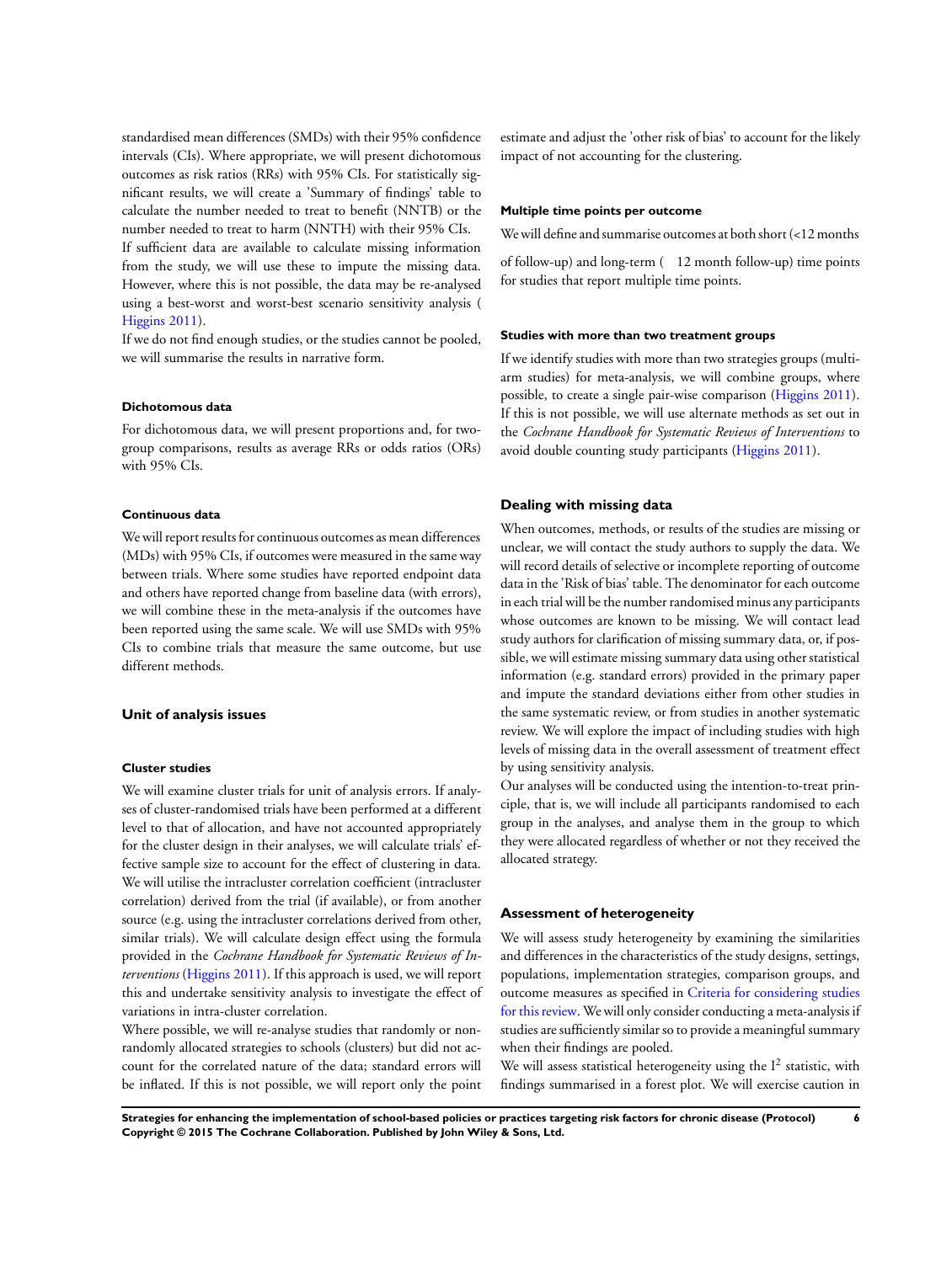standardised mean differences (SMDs) with their 95% confidence intervals (CIs). Where appropriate, we will present dichotomous outcomes as risk ratios (RRs) with 95% CIs. For statistically significant results, we will create a 'Summary of findings' table to calculate the number needed to treat to benefit (NNTB) or the number needed to treat to harm (NNTH) with their 95% CIs.

If sufficient data are available to calculate missing information from the study, we will use these to impute the missing data. However, where this is not possible, the data may be re-analysed using a best-worst and worst-best scenario sensitivity analysis ( Higgins 2011).

If we do not find enough studies, or the studies cannot be pooled, we will summarise the results in narrative form.

#### Dichotomous data

For dichotomous data, we will present proportions and, for two-group comparisons, results as average RRs or odds ratios (ORs) with 95% CIs.

#### Continuous data

We will report results for continuous outcomes as mean differences (MDs) with 95% CIs, if outcomes were measured in the same way between trials. Where some studies have reported endpoint data and others have reported change from baseline data (with errors), we will combine these in the meta-analysis if the outcomes have been reported using the same scale. We will use SMDs with 95% CIs to combine trials that measure the same outcome, but use different methods.

### Unit of analysis issues

#### Cluster studies

We will examine cluster trials for unit of analysis errors. If analyses of cluster-randomised trials have been performed at a different level to that of allocation, and have not accounted appropriately for the cluster design in their analyses, we will calculate trials' effective sample size to account for the effect of clustering in data. We will utilise the intracluster correlation coefficient (intracluster correlation) derived from the trial (if available), or from another source (e.g. using the intracluster correlations derived from other, similar trials). We will calculate design effect using the formula provided in the *Cochrane Handbook for Systematic Reviews of Interventions* (Higgins 2011). If this approach is used, we will report this and undertake sensitivity analysis to investigate the effect of variations in intra-cluster correlation.

Where possible, we will re-analyse studies that randomly or non-randomly allocated strategies to schools (clusters) but did not account for the correlated nature of the data; standard errors will be inflated. If this is not possible, we will report only the point estimate and adjust the 'other risk of bias' to account for the likely impact of not accounting for the clustering.

#### Multiple time points per outcome

We will define and summarise outcomes at both short (<12 months of follow-up) and long-term ( 12 month follow-up) time points for studies that report multiple time points.

#### Studies with more than two treatment groups

If we identify studies with more than two strategies groups (multi-arm studies) for meta-analysis, we will combine groups, where possible, to create a single pair-wise comparison (Higgins 2011). If this is not possible, we will use alternate methods as set out in the *Cochrane Handbook for Systematic Reviews of Interventions* to avoid double counting study participants (Higgins 2011).

### Dealing with missing data

When outcomes, methods, or results of the studies are missing or unclear, we will contact the study authors to supply the data. We will record details of selective or incomplete reporting of outcome data in the 'Risk of bias' table. The denominator for each outcome in each trial will be the number randomised minus any participants whose outcomes are known to be missing. We will contact lead study authors for clarification of missing summary data, or, if possible, we will estimate missing summary data using other statistical information (e.g. standard errors) provided in the primary paper and impute the standard deviations either from other studies in the same systematic review, or from studies in another systematic review. We will explore the impact of including studies with high levels of missing data in the overall assessment of treatment effect by using sensitivity analysis.

Our analyses will be conducted using the intention-to-treat principle, that is, we will include all participants randomised to each group in the analyses, and analyse them in the group to which they were allocated regardless of whether or not they received the allocated strategy.

### Assessment of heterogeneity

We will assess study heterogeneity by examining the similarities and differences in the characteristics of the study designs, settings, populations, implementation strategies, comparison groups, and outcome measures as specified in Criteria for considering studies for this review. We will only consider conducting a meta-analysis if studies are sufficiently similar so to provide a meaningful summary when their findings are pooled.

We will assess statistical heterogeneity using the $I^2$ statistic, with findings summarised in a forest plot. We will exercise caution in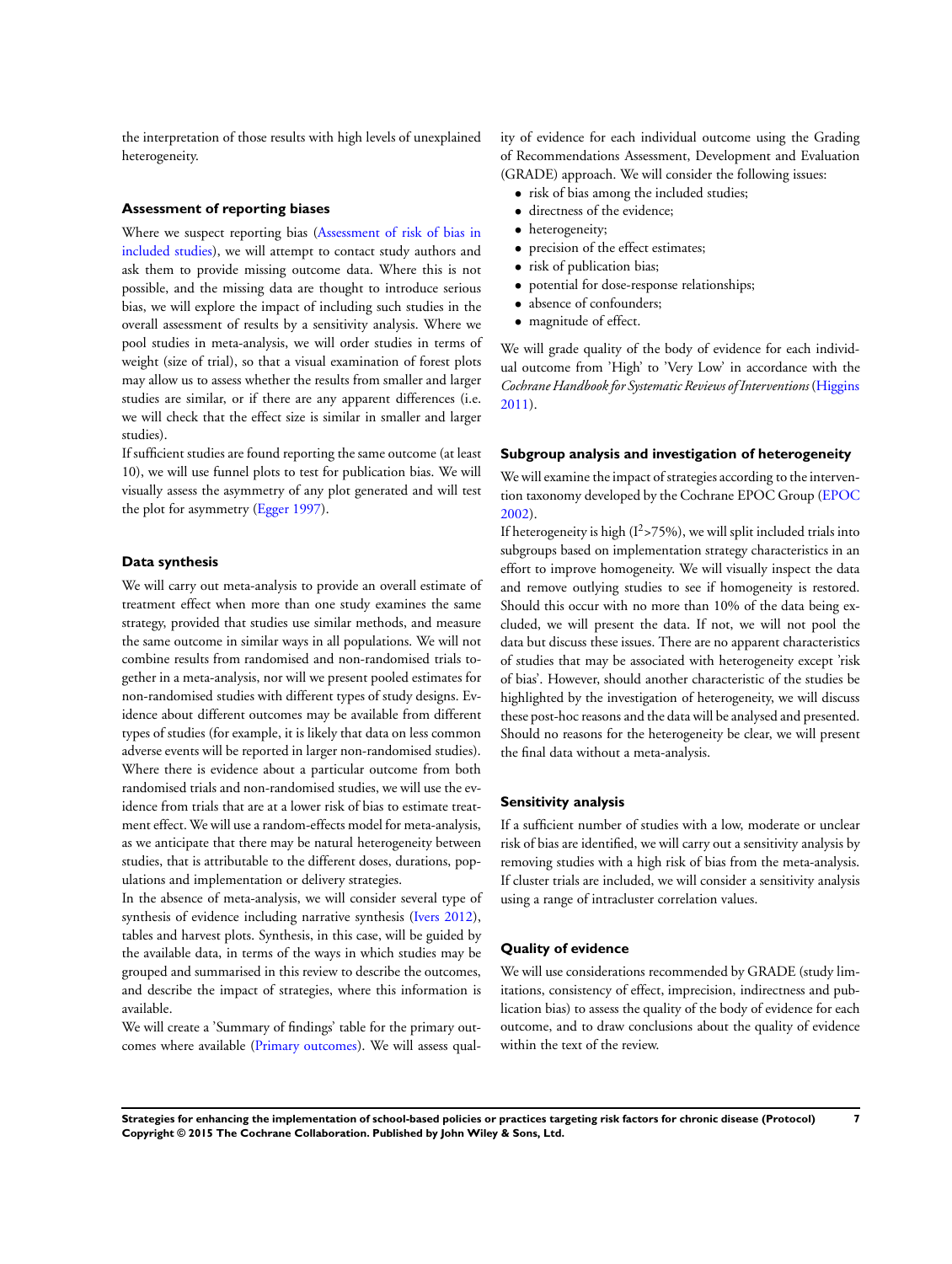the interpretation of those results with high levels of unexplained heterogeneity.

### Assessment of reporting biases

Where we suspect reporting bias (Assessment of risk of bias in included studies), we will attempt to contact study authors and ask them to provide missing outcome data. Where this is not possible, and the missing data are thought to introduce serious bias, we will explore the impact of including such studies in the overall assessment of results by a sensitivity analysis. Where we pool studies in meta-analysis, we will order studies in terms of weight (size of trial), so that a visual examination of forest plots may allow us to assess whether the results from smaller and larger studies are similar, or if there are any apparent differences (i.e. we will check that the effect size is similar in smaller and larger studies).

If sufficient studies are found reporting the same outcome (at least 10), we will use funnel plots to test for publication bias. We will visually assess the asymmetry of any plot generated and will test the plot for asymmetry (Egger 1997).

### Data synthesis

We will carry out meta-analysis to provide an overall estimate of treatment effect when more than one study examines the same strategy, provided that studies use similar methods, and measure the same outcome in similar ways in all populations. We will not combine results from randomised and non-randomised trials together in a meta-analysis, nor will we present pooled estimates for non-randomised studies with different types of study designs. Evidence about different outcomes may be available from different types of studies (for example, it is likely that data on less common adverse events will be reported in larger non-randomised studies). Where there is evidence about a particular outcome from both randomised trials and non-randomised studies, we will use the evidence from trials that are at a lower risk of bias to estimate treatment effect. We will use a random-effects model for meta-analysis, as we anticipate that there may be natural heterogeneity between studies, that is attributable to the different doses, durations, populations and implementation or delivery strategies.

In the absence of meta-analysis, we will consider several type of synthesis of evidence including narrative synthesis (Ivers 2012), tables and harvest plots. Synthesis, in this case, will be guided by the available data, in terms of the ways in which studies may be grouped and summarised in this review to describe the outcomes, and describe the impact of strategies, where this information is available.

We will create a 'Summary of findings' table for the primary outcomes where available (Primary outcomes). We will assess quality of evidence for each individual outcome using the Grading of Recommendations Assessment, Development and Evaluation (GRADE) approach. We will consider the following issues:

- risk of bias among the included studies;
- directness of the evidence;
- heterogeneity;
- precision of the effect estimates;
- risk of publication bias;
- potential for dose-response relationships;
- absence of confounders;
- magnitude of effect.

We will grade quality of the body of evidence for each individual outcome from 'High' to 'Very Low' in accordance with the *Cochrane Handbook for Systematic Reviews of Interventions* (Higgins 2011).

### Subgroup analysis and investigation of heterogeneity

We will examine the impact of strategies according to the intervention taxonomy developed by the Cochrane EPOC Group (EPOC 2002).

If heterogeneity is high ($I^2$>75%), we will split included trials into subgroups based on implementation strategy characteristics in an effort to improve homogeneity. We will visually inspect the data and remove outlying studies to see if homogeneity is restored. Should this occur with no more than 10% of the data being excluded, we will present the data. If not, we will not pool the data but discuss these issues. There are no apparent characteristics of studies that may be associated with heterogeneity except 'risk of bias'. However, should another characteristic of the studies be highlighted by the investigation of heterogeneity, we will discuss these post-hoc reasons and the data will be analysed and presented. Should no reasons for the heterogeneity be clear, we will present the final data without a meta-analysis.

### Sensitivity analysis

If a sufficient number of studies with a low, moderate or unclear risk of bias are identified, we will carry out a sensitivity analysis by removing studies with a high risk of bias from the meta-analysis. If cluster trials are included, we will consider a sensitivity analysis using a range of intracluster correlation values.

### Quality of evidence

We will use considerations recommended by GRADE (study limitations, consistency of effect, imprecision, indirectness and publication bias) to assess the quality of the body of evidence for each outcome, and to draw conclusions about the quality of evidence within the text of the review.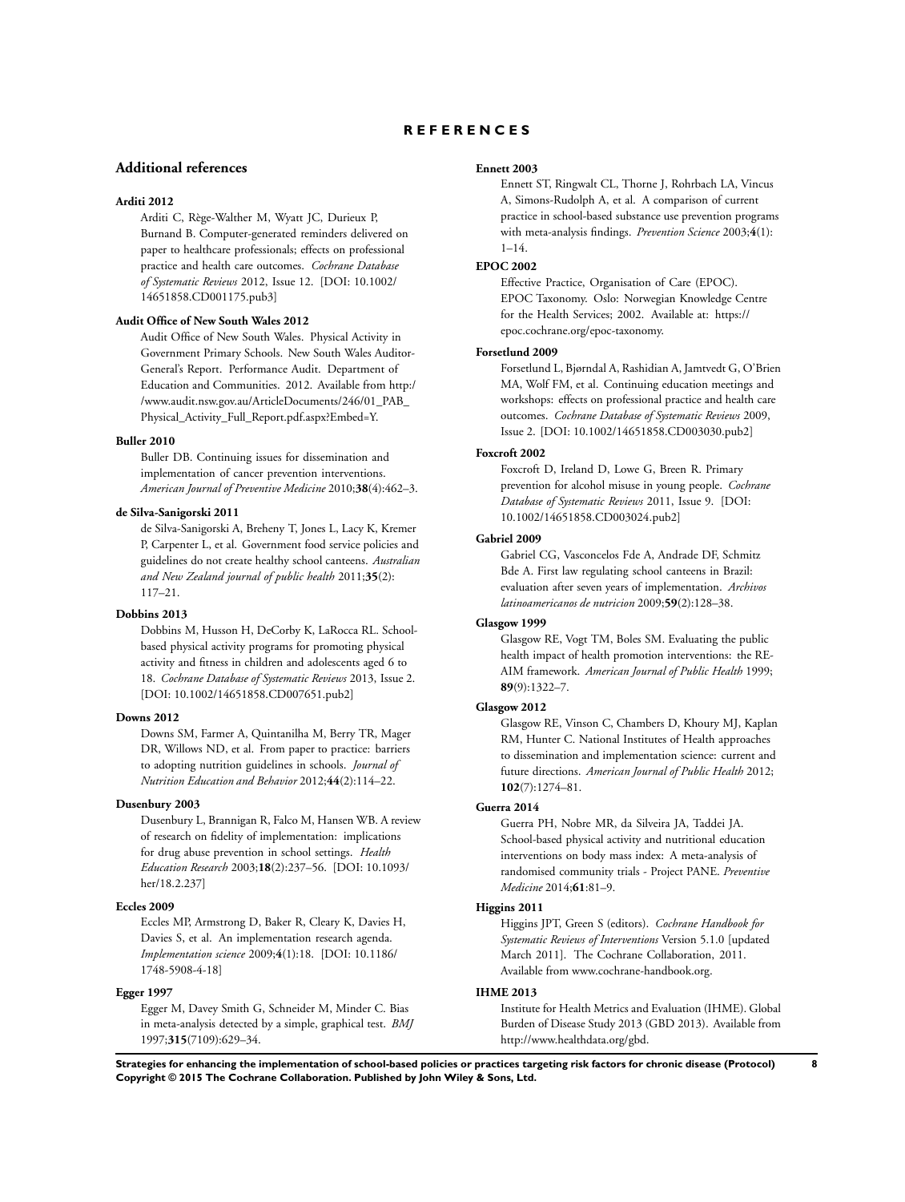# REFERENCES

## Additional references

**Arditi 2012**

Arditi C, Rège-Walther M, Wyatt JC, Durieux P, Burnand B. Computer-generated reminders delivered on paper to healthcare professionals; effects on professional practice and health care outcomes. *Cochrane Database of Systematic Reviews* 2012, Issue 12. [DOI: 10.1002/14651858.CD001175.pub3]

**Audit Office of New South Wales 2012**

Audit Office of New South Wales. Physical Activity in Government Primary Schools. New South Wales Auditor-General's Report. Performance Audit. Department of Education and Communities. 2012. Available from http://www.audit.nsw.gov.au/ArticleDocuments/246/01_PAB_Physical_Activity_Full_Report.pdf.aspx?Embed=Y.

**Buller 2010**

Buller DB. Continuing issues for dissemination and implementation of cancer prevention interventions. *American Journal of Preventive Medicine* 2010;**38**(4):462–3.

**de Silva-Sanigorski 2011**

de Silva-Sanigorski A, Breheny T, Jones L, Lacy K, Kremer P, Carpenter L, et al. Government food service policies and guidelines do not create healthy school canteens. *Australian and New Zealand journal of public health* 2011;**35**(2):117–21.

**Dobbins 2013**

Dobbins M, Husson H, DeCorby K, LaRocca RL. School-based physical activity programs for promoting physical activity and fitness in children and adolescents aged 6 to 18. *Cochrane Database of Systematic Reviews* 2013, Issue 2. [DOI: 10.1002/14651858.CD007651.pub2]

**Downs 2012**

Downs SM, Farmer A, Quintanilha M, Berry TR, Mager DR, Willows ND, et al. From paper to practice: barriers to adopting nutrition guidelines in schools. *Journal of Nutrition Education and Behavior* 2012;**44**(2):114–22.

**Dusenbury 2003**

Dusenbury L, Brannigan R, Falco M, Hansen WB. A review of research on fidelity of implementation: implications for drug abuse prevention in school settings. *Health Education Research* 2003;**18**(2):237–56. [DOI: 10.1093/her/18.2.237]

**Eccles 2009**

Eccles MP, Armstrong D, Baker R, Cleary K, Davies H, Davies S, et al. An implementation research agenda. *Implementation science* 2009;**4**(1):18. [DOI: 10.1186/1748-5908-4-18]

**Egger 1997**

Egger M, Davey Smith G, Schneider M, Minder C. Bias in meta-analysis detected by a simple, graphical test. *BMJ* 1997;**315**(7109):629–34.

**Ennett 2003**

Ennett ST, Ringwalt CL, Thorne J, Rohrbach LA, Vincus A, Simons-Rudolph A, et al. A comparison of current practice in school-based substance use prevention programs with meta-analysis findings. *Prevention Science* 2003;**4**(1):1–14.

**EPOC 2002**

Effective Practice, Organisation of Care (EPOC). EPOC Taxonomy. Oslo: Norwegian Knowledge Centre for the Health Services; 2002. Available at: https://epoc.cochrane.org/epoc-taxonomy.

**Forsetlund 2009**

Forsetlund L, Bjørndal A, Rashidian A, Jamtvedt G, O'Brien MA, Wolf FM, et al. Continuing education meetings and workshops: effects on professional practice and health care outcomes. *Cochrane Database of Systematic Reviews* 2009, Issue 2. [DOI: 10.1002/14651858.CD003030.pub2]

**Foxcroft 2002**

Foxcroft D, Ireland D, Lowe G, Breen R. Primary prevention for alcohol misuse in young people. *Cochrane Database of Systematic Reviews* 2011, Issue 9. [DOI: 10.1002/14651858.CD003024.pub2]

**Gabriel 2009**

Gabriel CG, Vasconcelos Fde A, Andrade DF, Schmitz Bde A. First law regulating school canteens in Brazil: evaluation after seven years of implementation. *Archivos latinoamericanos de nutricion* 2009;**59**(2):128–38.

**Glasgow 1999**

Glasgow RE, Vogt TM, Boles SM. Evaluating the public health impact of health promotion interventions: the RE-AIM framework. *American Journal of Public Health* 1999;**89**(9):1322–7.

**Glasgow 2012**

Glasgow RE, Vinson C, Chambers D, Khoury MJ, Kaplan RM, Hunter C. National Institutes of Health approaches to dissemination and implementation science: current and future directions. *American Journal of Public Health* 2012;**102**(7):1274–81.

**Guerra 2014**

Guerra PH, Nobre MR, da Silveira JA, Taddei JA. School-based physical activity and nutritional education interventions on body mass index: A meta-analysis of randomised community trials - Project PANE. *Preventive Medicine* 2014;**61**:81–9.

**Higgins 2011**

Higgins JPT, Green S (editors). *Cochrane Handbook for Systematic Reviews of Interventions* Version 5.1.0 [updated March 2011]. The Cochrane Collaboration, 2011. Available from www.cochrane-handbook.org.

**IHME 2013**

Institute for Health Metrics and Evaluation (IHME). Global Burden of Disease Study 2013 (GBD 2013). Available from http://www.healthdata.org/gbd.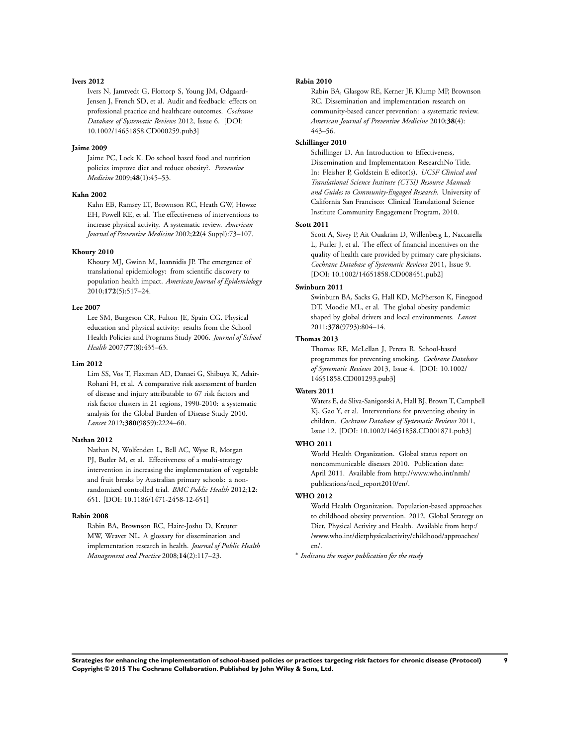**Ivers 2012**

Ivers N, Jamtvedt G, Flottorp S, Young JM, Odgaard-Jensen J, French SD, et al. Audit and feedback: effects on professional practice and healthcare outcomes. *Cochrane Database of Systematic Reviews* 2012, Issue 6. [DOI: 10.1002/14651858.CD000259.pub3]

**Jaime 2009**

Jaime PC, Lock K. Do school based food and nutrition policies improve diet and reduce obesity?. *Preventive Medicine* 2009;**48**(1):45–53.

**Kahn 2002**

Kahn EB, Ramsey LT, Brownson RC, Heath GW, Howze EH, Powell KE, et al. The effectiveness of interventions to increase physical activity. A systematic review. *American Journal of Preventive Medicine* 2002;**22**(4 Suppl):73–107.

**Khoury 2010**

Khoury MJ, Gwinn M, Ioannidis JP. The emergence of translational epidemiology: from scientific discovery to population health impact. *American Journal of Epidemiology* 2010;**172**(5):517–24.

**Lee 2007**

Lee SM, Burgeson CR, Fulton JE, Spain CG. Physical education and physical activity: results from the School Health Policies and Programs Study 2006. *Journal of School Health* 2007;**77**(8):435–63.

**Lim 2012**

Lim SS, Vos T, Flaxman AD, Danaei G, Shibuya K, Adair-Rohani H, et al. A comparative risk assessment of burden of disease and injury attributable to 67 risk factors and risk factor clusters in 21 regions, 1990-2010: a systematic analysis for the Global Burden of Disease Study 2010. *Lancet* 2012;**380**(9859):2224–60.

**Nathan 2012**

Nathan N, Wolfenden L, Bell AC, Wyse R, Morgan PJ, Butler M, et al. Effectiveness of a multi-strategy intervention in increasing the implementation of vegetable and fruit breaks by Australian primary schools: a non-randomized controlled trial. *BMC Public Health* 2012;**12**: 651. [DOI: 10.1186/1471-2458-12-651]

**Rabin 2008**

Rabin BA, Brownson RC, Haire-Joshu D, Kreuter MW, Weaver NL. A glossary for dissemination and implementation research in health. *Journal of Public Health Management and Practice* 2008;**14**(2):117–23.

**Rabin 2010**

Rabin BA, Glasgow RE, Kerner JF, Klump MP, Brownson RC. Dissemination and implementation research on community-based cancer prevention: a systematic review. *American Journal of Preventive Medicine* 2010;**38**(4): 443–56.

**Schillinger 2010**

Schillinger D. An Introduction to Effectiveness, Dissemination and Implementation ResearchNo Title. In: Fleisher P, Goldstein E editor(s). *UCSF Clinical and Translational Science Institute (CTSI) Resource Manuals and Guides to Community-Engaged Research*. University of California San Francisco: Clinical Translational Science Institute Community Engagement Program, 2010.

**Scott 2011**

Scott A, Sivey P, Ait Ouakrim D, Willenberg L, Naccarella L, Furler J, et al. The effect of financial incentives on the quality of health care provided by primary care physicians. *Cochrane Database of Systematic Reviews* 2011, Issue 9. [DOI: 10.1002/14651858.CD008451.pub2]

**Swinburn 2011**

Swinburn BA, Sacks G, Hall KD, McPherson K, Finegood DT, Moodie ML, et al. The global obesity pandemic: shaped by global drivers and local environments. *Lancet* 2011;**378**(9793):804–14.

**Thomas 2013**

Thomas RE, McLellan J, Perera R. School-based programmes for preventing smoking. *Cochrane Database of Systematic Reviews* 2013, Issue 4. [DOI: 10.1002/14651858.CD001293.pub3]

**Waters 2011**

Waters E, de Sliva-Sanigorski A, Hall BJ, Brown T, Campbell Kj, Gao Y, et al. Interventions for preventing obesity in children. *Cochrane Database of Systematic Reviews* 2011, Issue 12. [DOI: 10.1002/14651858.CD001871.pub3]

**WHO 2011**

World Health Organization. Global status report on noncommunicable diseases 2010. Publication date: April 2011. Available from http://www.who.int/nmh/publications/ncd_report2010/en/.

**WHO 2012**

World Health Organization. Population-based approaches to childhood obesity prevention. 2012. Global Strategy on Diet, Physical Activity and Health. Available from http://www.who.int/dietphysicalactivity/childhood/approaches/en/.

* *Indicates the major publication for the study*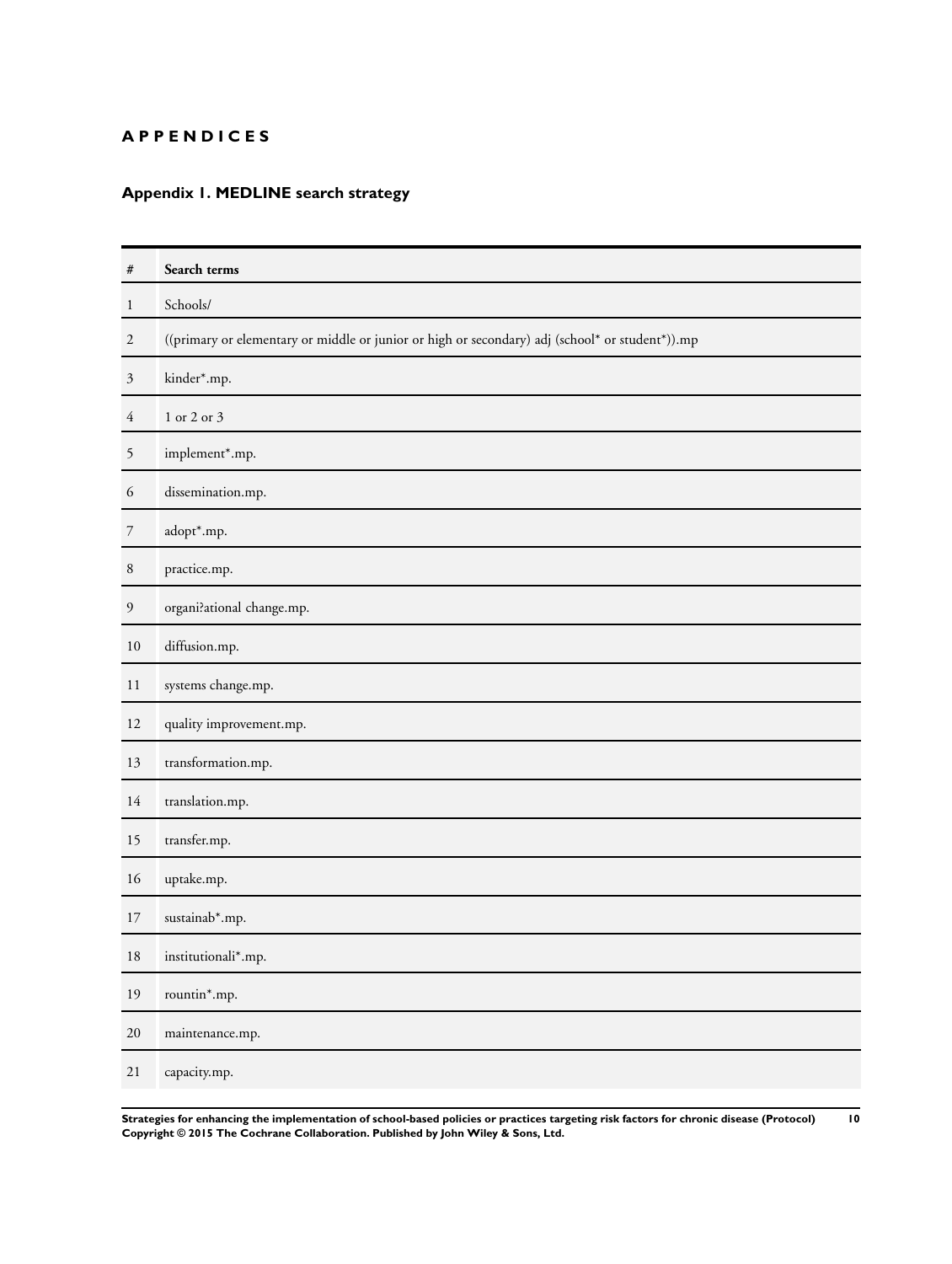# APPENDICES

## Appendix 1. MEDLINE search strategy

| # | Search terms |
|---|---|
| 1 | Schools/ |
| 2 | ((primary or elementary or middle or junior or high or secondary) adj (school* or student*)).mp |
| 3 | kinder*.mp. |
| 4 | 1 or 2 or 3 |
| 5 | implement*.mp. |
| 6 | dissemination.mp. |
| 7 | adopt*.mp. |
| 8 | practice.mp. |
| 9 | organi?ational change.mp. |
| 10 | diffusion.mp. |
| 11 | systems change.mp. |
| 12 | quality improvement.mp. |
| 13 | transformation.mp. |
| 14 | translation.mp. |
| 15 | transfer.mp. |
| 16 | uptake.mp. |
| 17 | sustainab*.mp. |
| 18 | institutionali*.mp. |
| 19 | rountin*.mp. |
| 20 | maintenance.mp. |
| 21 | capacity.mp. |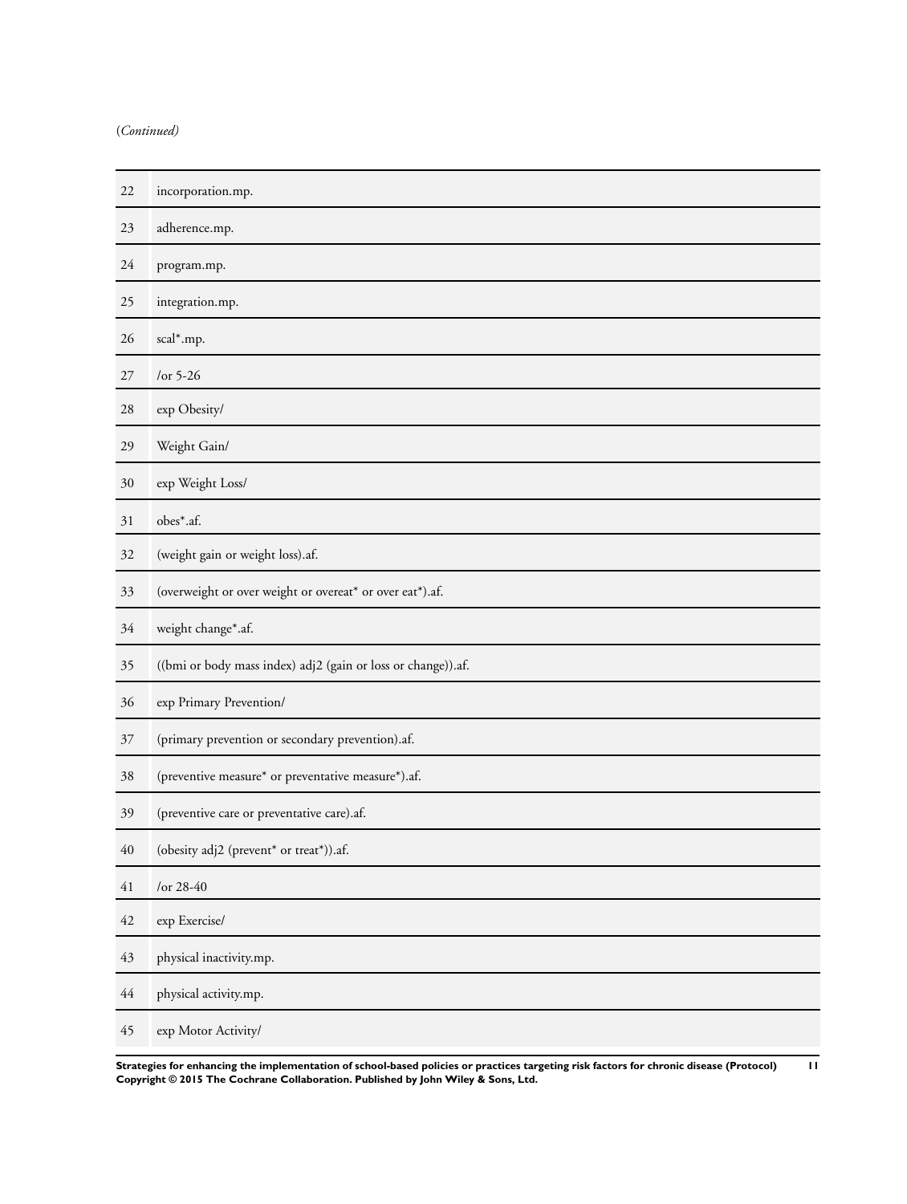(*Continued*)

| | |
|---|---|
| 22 | incorporation.mp. |
| 23 | adherence.mp. |
| 24 | program.mp. |
| 25 | integration.mp. |
| 26 | scal*.mp. |
| 27 | /or 5-26 |
| 28 | exp Obesity/ |
| 29 | Weight Gain/ |
| 30 | exp Weight Loss/ |
| 31 | obes*.af. |
| 32 | (weight gain or weight loss).af. |
| 33 | (overweight or over weight or overeat* or over eat*).af. |
| 34 | weight change*.af. |
| 35 | ((bmi or body mass index) adj2 (gain or loss or change)).af. |
| 36 | exp Primary Prevention/ |
| 37 | (primary prevention or secondary prevention).af. |
| 38 | (preventive measure* or preventative measure*).af. |
| 39 | (preventive care or preventative care).af. |
| 40 | (obesity adj2 (prevent* or treat*)).af. |
| 41 | /or 28-40 |
| 42 | exp Exercise/ |
| 43 | physical inactivity.mp. |
| 44 | physical activity.mp. |
| 45 | exp Motor Activity/ |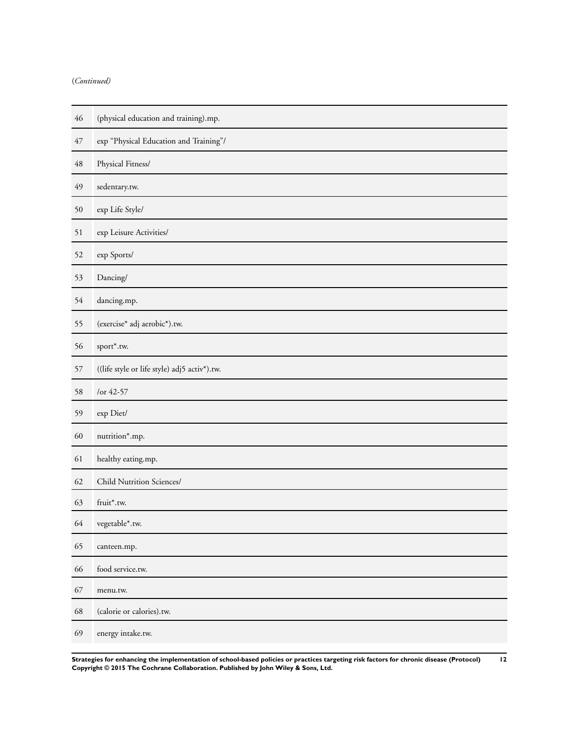(*Continued*)

| | |
|---|---|
| 46 | (physical education and training).mp. |
| 47 | exp "Physical Education and Training"/ |
| 48 | Physical Fitness/ |
| 49 | sedentary.tw. |
| 50 | exp Life Style/ |
| 51 | exp Leisure Activities/ |
| 52 | exp Sports/ |
| 53 | Dancing/ |
| 54 | dancing.mp. |
| 55 | (exercise* adj aerobic*).tw. |
| 56 | sport*.tw. |
| 57 | ((life style or life style) adj5 activ*).tw. |
| 58 | /or 42-57 |
| 59 | exp Diet/ |
| 60 | nutrition*.mp. |
| 61 | healthy eating.mp. |
| 62 | Child Nutrition Sciences/ |
| 63 | fruit*.tw. |
| 64 | vegetable*.tw. |
| 65 | canteen.mp. |
| 66 | food service.tw. |
| 67 | menu.tw. |
| 68 | (calorie or calories).tw. |
| 69 | energy intake.tw. |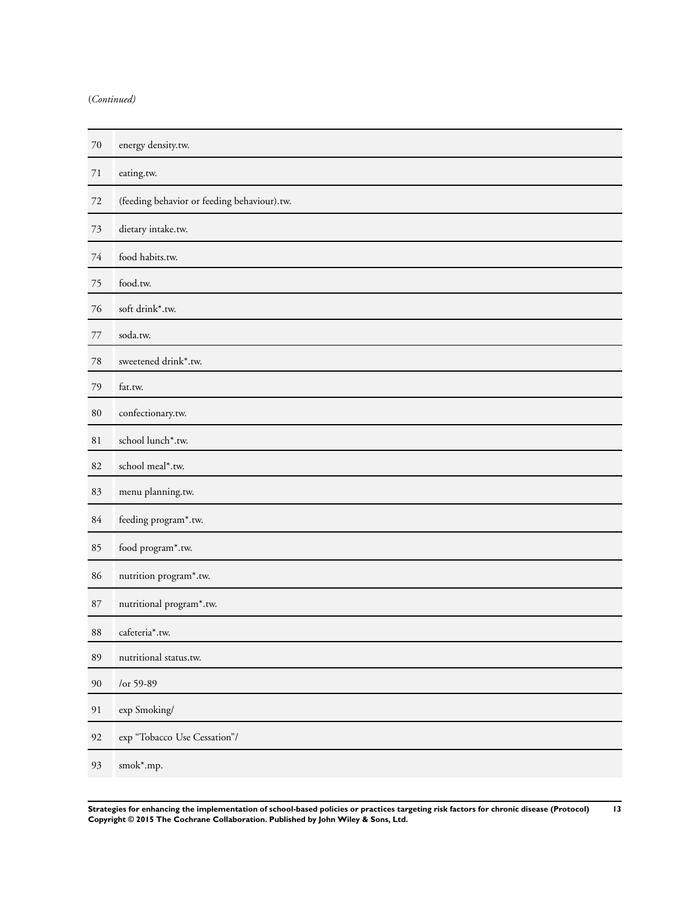(*Continued*)

| | |
|---|---|
| 70 | energy density.tw. |
| 71 | eating.tw. |
| 72 | (feeding behavior or feeding behaviour).tw. |
| 73 | dietary intake.tw. |
| 74 | food habits.tw. |
| 75 | food.tw. |
| 76 | soft drink*.tw. |
| 77 | soda.tw. |
| 78 | sweetened drink*.tw. |
| 79 | fat.tw. |
| 80 | confectionary.tw. |
| 81 | school lunch*.tw. |
| 82 | school meal*.tw. |
| 83 | menu planning.tw. |
| 84 | feeding program*.tw. |
| 85 | food program*.tw. |
| 86 | nutrition program*.tw. |
| 87 | nutritional program*.tw. |
| 88 | cafeteria*.tw. |
| 89 | nutritional status.tw. |
| 90 | /or 59-89 |
| 91 | exp Smoking/ |
| 92 | exp "Tobacco Use Cessation"/ |
| 93 | smok*.mp. |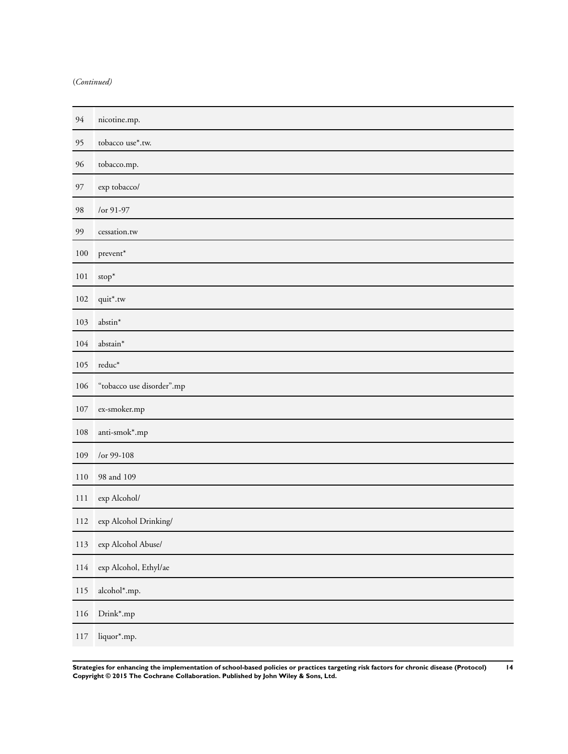(*Continued*)

| | |
|---|---|
| 94 | nicotine.mp. |
| 95 | tobacco use*.tw. |
| 96 | tobacco.mp. |
| 97 | exp tobacco/ |
| 98 | /or 91-97 |
| 99 | cessation.tw |
| 100 | prevent* |
| 101 | stop* |
| 102 | quit*.tw |
| 103 | abstin* |
| 104 | abstain* |
| 105 | reduc* |
| 106 | "tobacco use disorder".mp |
| 107 | ex-smoker.mp |
| 108 | anti-smok*.mp |
| 109 | /or 99-108 |
| 110 | 98 and 109 |
| 111 | exp Alcohol/ |
| 112 | exp Alcohol Drinking/ |
| 113 | exp Alcohol Abuse/ |
| 114 | exp Alcohol, Ethyl/ae |
| 115 | alcohol*.mp. |
| 116 | Drink*.mp |
| 117 | liquor*.mp. |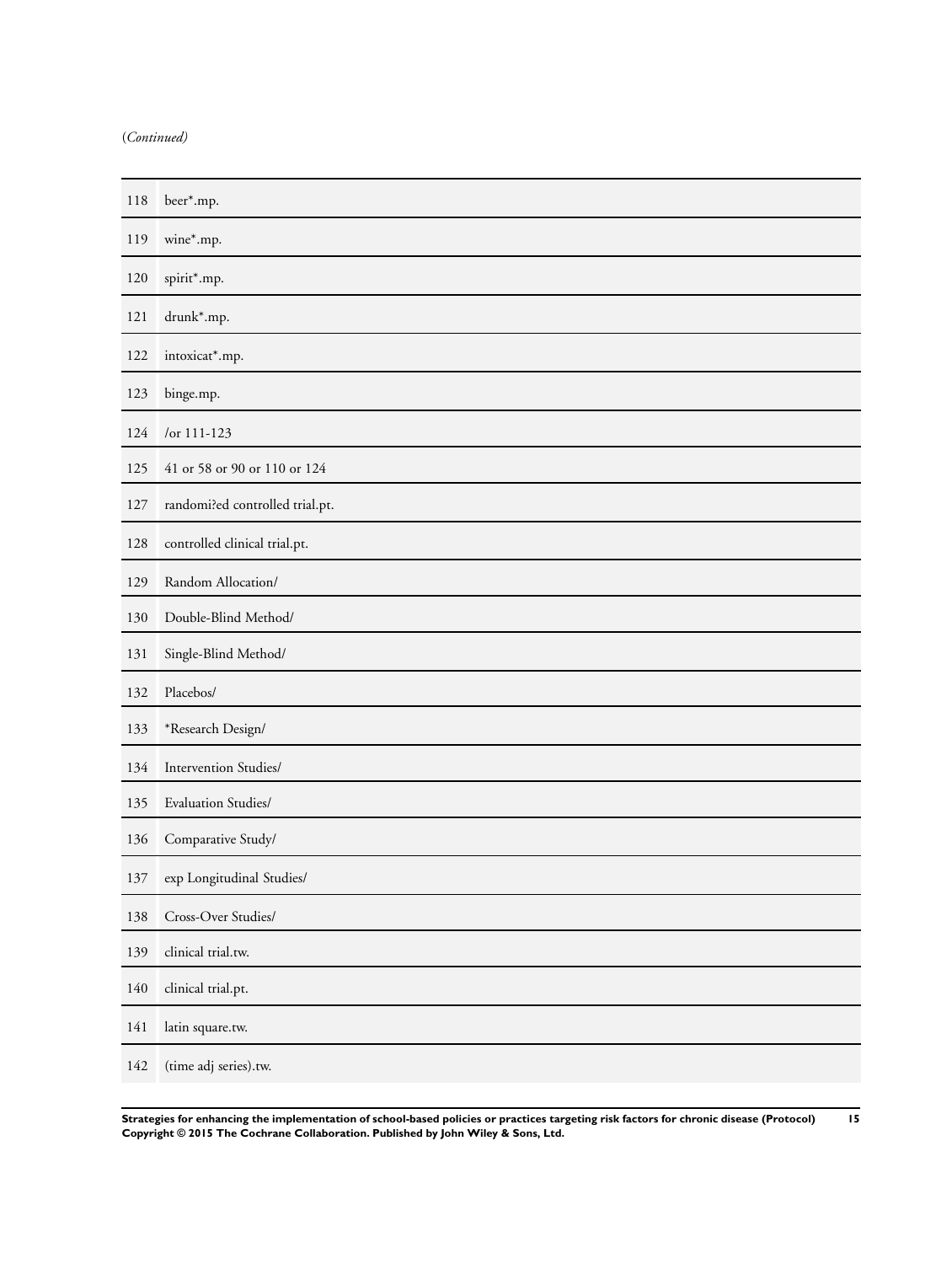(*Continued*)

| | |
|---|---|
| 118 | beer*.mp. |
| 119 | wine*.mp. |
| 120 | spirit*.mp. |
| 121 | drunk*.mp. |
| 122 | intoxicat*.mp. |
| 123 | binge.mp. |
| 124 | /or 111-123 |
| 125 | 41 or 58 or 90 or 110 or 124 |
| 127 | randomi?ed controlled trial.pt. |
| 128 | controlled clinical trial.pt. |
| 129 | Random Allocation/ |
| 130 | Double-Blind Method/ |
| 131 | Single-Blind Method/ |
| 132 | Placebos/ |
| 133 | *Research Design/ |
| 134 | Intervention Studies/ |
| 135 | Evaluation Studies/ |
| 136 | Comparative Study/ |
| 137 | exp Longitudinal Studies/ |
| 138 | Cross-Over Studies/ |
| 139 | clinical trial.tw. |
| 140 | clinical trial.pt. |
| 141 | latin square.tw. |
| 142 | (time adj series).tw. |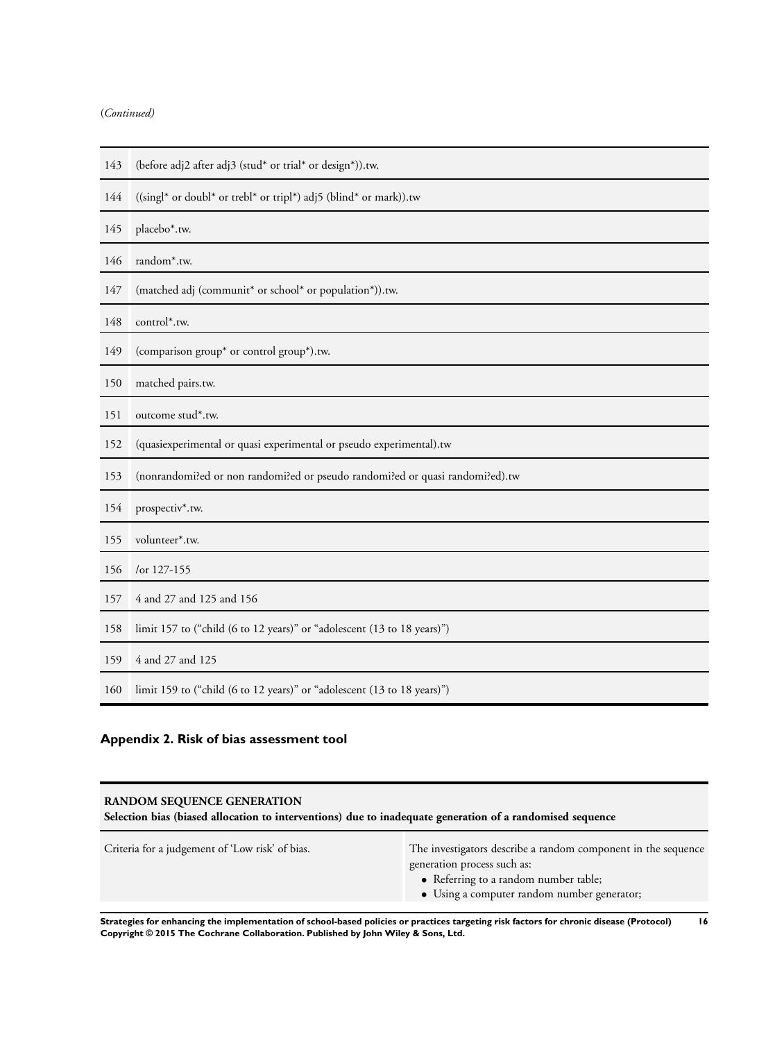(*Continued*)

| | |
|---|---|
| 143 | (before adj2 after adj3 (stud* or trial* or design*)).tw. |
| 144 | ((singl* or doubl* or trebl* or tripl*) adj5 (blind* or mark)).tw |
| 145 | placebo*.tw. |
| 146 | random*.tw. |
| 147 | (matched adj (communit* or school* or population*)).tw. |
| 148 | control*.tw. |
| 149 | (comparison group* or control group*).tw. |
| 150 | matched pairs.tw. |
| 151 | outcome stud*.tw. |
| 152 | (quasiexperimental or quasi experimental or pseudo experimental).tw |
| 153 | (nonrandomi?ed or non randomi?ed or pseudo randomi?ed or quasi randomi?ed).tw |
| 154 | prospectiv*.tw. |
| 155 | volunteer*.tw. |
| 156 | /or 127-155 |
| 157 | 4 and 27 and 125 and 156 |
| 158 | limit 157 to ("child (6 to 12 years)" or "adolescent (13 to 18 years)") |
| 159 | 4 and 27 and 125 |
| 160 | limit 159 to ("child (6 to 12 years)" or "adolescent (13 to 18 years)") |

## Appendix 2. Risk of bias assessment tool

| **RANDOM SEQUENCE GENERATION**<br>**Selection bias (biased allocation to interventions) due to inadequate generation of a randomised sequence** | |
|---|---|
| Criteria for a judgement of 'Low risk' of bias. | The investigators describe a random component in the sequence generation process such as:<br>• Referring to a random number table;<br>• Using a computer random number generator; |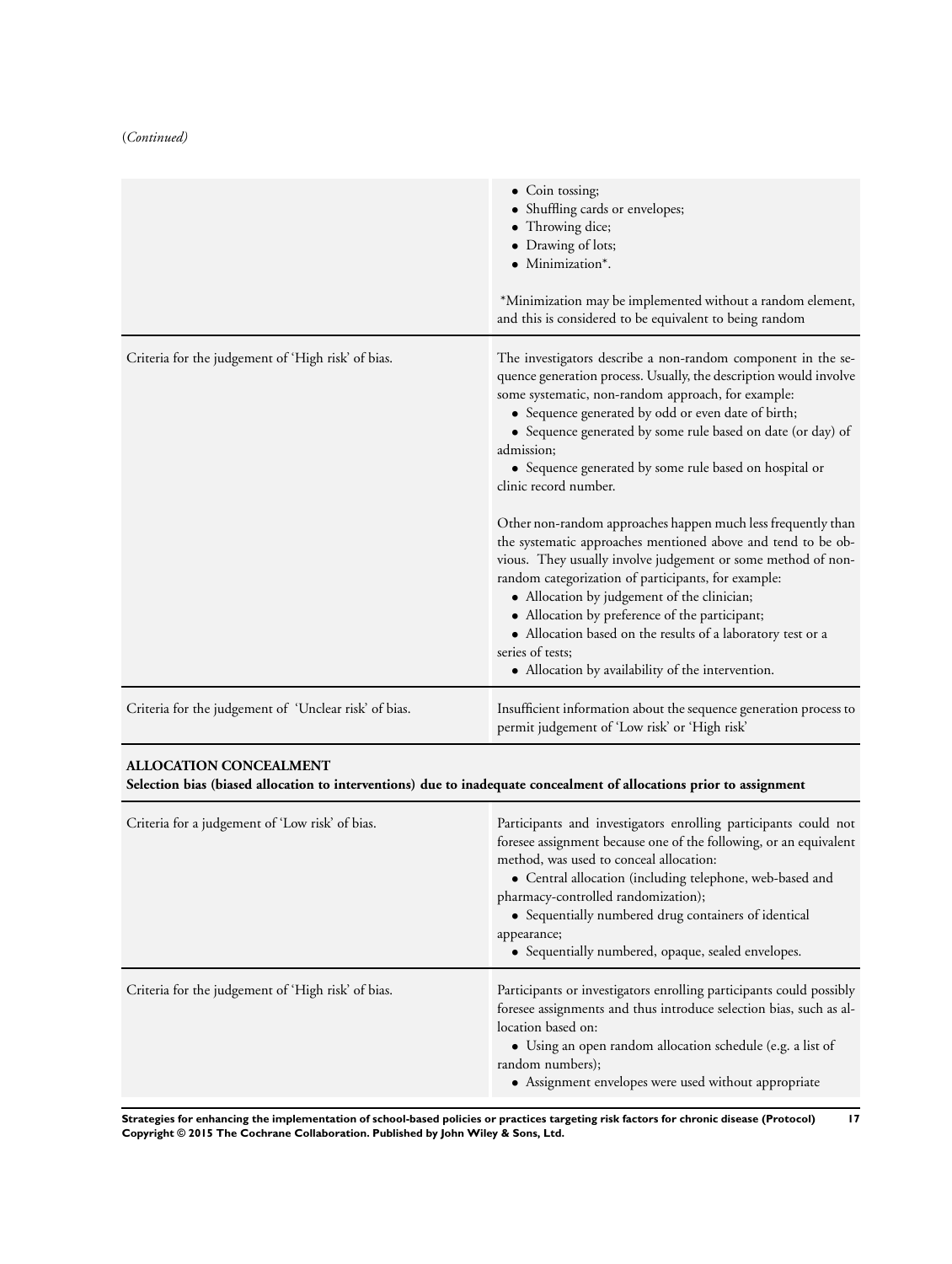(*Continued*)

| | |
|---|---|
| | • Coin tossing;<br>• Shuffling cards or envelopes;<br>• Throwing dice;<br>• Drawing of lots;<br>• Minimization*.<br><br>*Minimization may be implemented without a random element, and this is considered to be equivalent to being random |
| Criteria for the judgement of 'High risk' of bias. | The investigators describe a non-random component in the sequence generation process. Usually, the description would involve some systematic, non-random approach, for example:<br>• Sequence generated by odd or even date of birth;<br>• Sequence generated by some rule based on date (or day) of admission;<br>• Sequence generated by some rule based on hospital or clinic record number.<br><br>Other non-random approaches happen much less frequently than the systematic approaches mentioned above and tend to be obvious. They usually involve judgement or some method of non-random categorization of participants, for example:<br>• Allocation by judgement of the clinician;<br>• Allocation by preference of the participant;<br>• Allocation based on the results of a laboratory test or a series of tests;<br>• Allocation by availability of the intervention. |
| Criteria for the judgement of 'Unclear risk' of bias. | Insufficient information about the sequence generation process to permit judgement of 'Low risk' or 'High risk' |

**ALLOCATION CONCEALMENT**
**Selection bias (biased allocation to interventions) due to inadequate concealment of allocations prior to assignment**

| | |
|---|---|
| Criteria for a judgement of 'Low risk' of bias. | Participants and investigators enrolling participants could not foresee assignment because one of the following, or an equivalent method, was used to conceal allocation:<br>• Central allocation (including telephone, web-based and pharmacy-controlled randomization);<br>• Sequentially numbered drug containers of identical appearance;<br>• Sequentially numbered, opaque, sealed envelopes. |
| Criteria for the judgement of 'High risk' of bias. | Participants or investigators enrolling participants could possibly foresee assignments and thus introduce selection bias, such as allocation based on:<br>• Using an open random allocation schedule (e.g. a list of random numbers);<br>• Assignment envelopes were used without appropriate |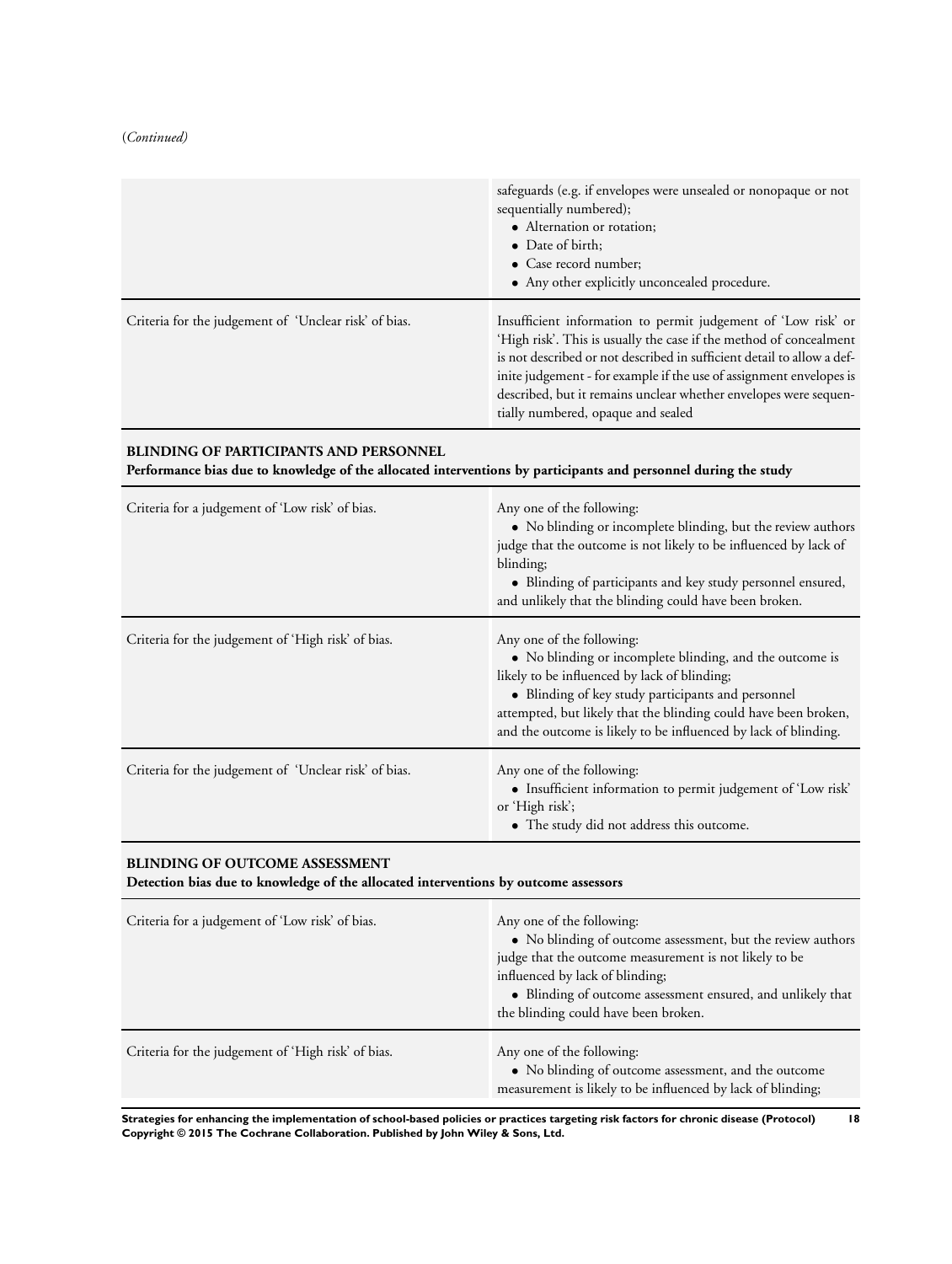(*Continued*)

| | |
|---|---|
| | safeguards (e.g. if envelopes were unsealed or nonopaque or not sequentially numbered);<br>• Alternation or rotation;<br>• Date of birth;<br>• Case record number;<br>• Any other explicitly unconcealed procedure. |
| Criteria for the judgement of 'Unclear risk' of bias. | Insufficient information to permit judgement of 'Low risk' or 'High risk'. This is usually the case if the method of concealment is not described or not described in sufficient detail to allow a definite judgement - for example if the use of assignment envelopes is described, but it remains unclear whether envelopes were sequentially numbered, opaque and sealed |
| **BLINDING OF PARTICIPANTS AND PERSONNEL**<br>**Performance bias due to knowledge of the allocated interventions by participants and personnel during the study** | |
| Criteria for a judgement of 'Low risk' of bias. | Any one of the following:<br>• No blinding or incomplete blinding, but the review authors judge that the outcome is not likely to be influenced by lack of blinding;<br>• Blinding of participants and key study personnel ensured, and unlikely that the blinding could have been broken. |
| Criteria for the judgement of 'High risk' of bias. | Any one of the following:<br>• No blinding or incomplete blinding, and the outcome is likely to be influenced by lack of blinding;<br>• Blinding of key study participants and personnel attempted, but likely that the blinding could have been broken, and the outcome is likely to be influenced by lack of blinding. |
| Criteria for the judgement of 'Unclear risk' of bias. | Any one of the following:<br>• Insufficient information to permit judgement of 'Low risk' or 'High risk';<br>• The study did not address this outcome. |
| **BLINDING OF OUTCOME ASSESSMENT**<br>**Detection bias due to knowledge of the allocated interventions by outcome assessors** | |
| Criteria for a judgement of 'Low risk' of bias. | Any one of the following:<br>• No blinding of outcome assessment, but the review authors judge that the outcome measurement is not likely to be influenced by lack of blinding;<br>• Blinding of outcome assessment ensured, and unlikely that the blinding could have been broken. |
| Criteria for the judgement of 'High risk' of bias. | Any one of the following:<br>• No blinding of outcome assessment, and the outcome measurement is likely to be influenced by lack of blinding; |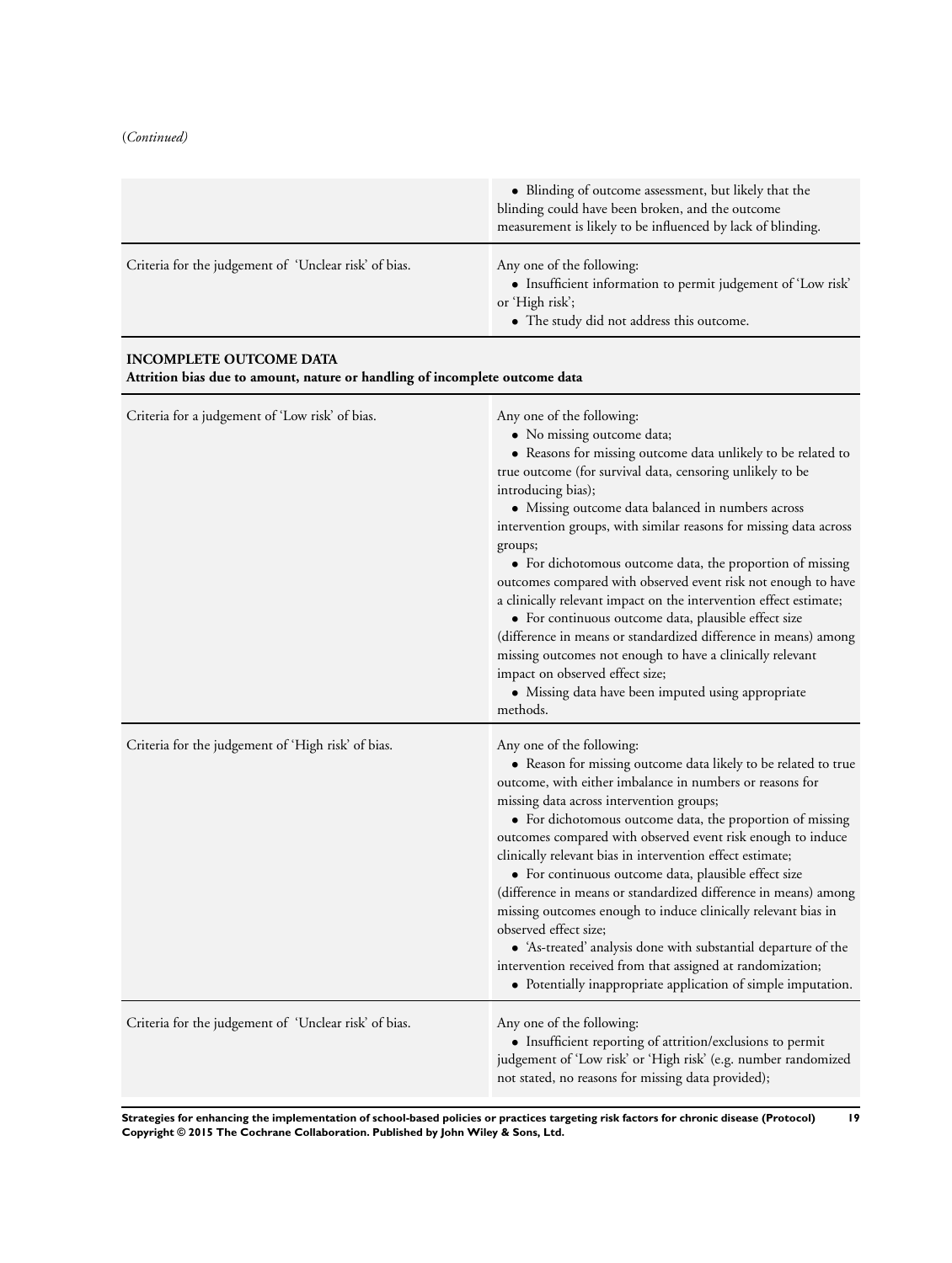(*Continued*)

| | |
|---|---|
| | • Blinding of outcome assessment, but likely that the blinding could have been broken, and the outcome measurement is likely to be influenced by lack of blinding. |
| Criteria for the judgement of 'Unclear risk' of bias. | Any one of the following:<br>• Insufficient information to permit judgement of 'Low risk' or 'High risk';<br>• The study did not address this outcome. |

**INCOMPLETE OUTCOME DATA**
**Attrition bias due to amount, nature or handling of incomplete outcome data**

| | |
|---|---|
| Criteria for a judgement of 'Low risk' of bias. | Any one of the following:<br>• No missing outcome data;<br>• Reasons for missing outcome data unlikely to be related to true outcome (for survival data, censoring unlikely to be introducing bias);<br>• Missing outcome data balanced in numbers across intervention groups, with similar reasons for missing data across groups;<br>• For dichotomous outcome data, the proportion of missing outcomes compared with observed event risk not enough to have a clinically relevant impact on the intervention effect estimate;<br>• For continuous outcome data, plausible effect size (difference in means or standardized difference in means) among missing outcomes not enough to have a clinically relevant impact on observed effect size;<br>• Missing data have been imputed using appropriate methods. |
| Criteria for the judgement of 'High risk' of bias. | Any one of the following:<br>• Reason for missing outcome data likely to be related to true outcome, with either imbalance in numbers or reasons for missing data across intervention groups;<br>• For dichotomous outcome data, the proportion of missing outcomes compared with observed event risk enough to induce clinically relevant bias in intervention effect estimate;<br>• For continuous outcome data, plausible effect size (difference in means or standardized difference in means) among missing outcomes enough to induce clinically relevant bias in observed effect size;<br>• 'As-treated' analysis done with substantial departure of the intervention received from that assigned at randomization;<br>• Potentially inappropriate application of simple imputation. |
| Criteria for the judgement of 'Unclear risk' of bias. | Any one of the following:<br>• Insufficient reporting of attrition/exclusions to permit judgement of 'Low risk' or 'High risk' (e.g. number randomized not stated, no reasons for missing data provided); |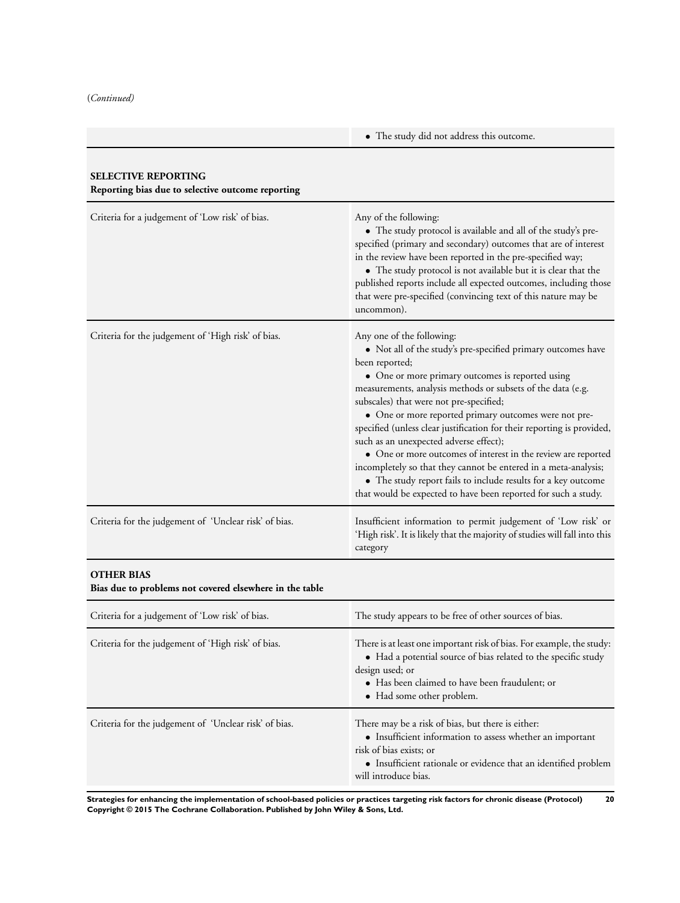(*Continued*)

| | |
|---|---|
| | • The study did not address this outcome. |

**SELECTIVE REPORTING**
**Reporting bias due to selective outcome reporting**

| | |
|---|---|
| Criteria for a judgement of 'Low risk' of bias. | Any of the following:<br>• The study protocol is available and all of the study's pre-specified (primary and secondary) outcomes that are of interest in the review have been reported in the pre-specified way;<br>• The study protocol is not available but it is clear that the published reports include all expected outcomes, including those that were pre-specified (convincing text of this nature may be uncommon). |
| Criteria for the judgement of 'High risk' of bias. | Any one of the following:<br>• Not all of the study's pre-specified primary outcomes have been reported;<br>• One or more primary outcomes is reported using measurements, analysis methods or subsets of the data (e.g. subscales) that were not pre-specified;<br>• One or more reported primary outcomes were not pre-specified (unless clear justification for their reporting is provided, such as an unexpected adverse effect);<br>• One or more outcomes of interest in the review are reported incompletely so that they cannot be entered in a meta-analysis;<br>• The study report fails to include results for a key outcome that would be expected to have been reported for such a study. |
| Criteria for the judgement of 'Unclear risk' of bias. | Insufficient information to permit judgement of 'Low risk' or 'High risk'. It is likely that the majority of studies will fall into this category |

**OTHER BIAS**
**Bias due to problems not covered elsewhere in the table**

| | |
|---|---|
| Criteria for a judgement of 'Low risk' of bias. | The study appears to be free of other sources of bias. |
| Criteria for the judgement of 'High risk' of bias. | There is at least one important risk of bias. For example, the study:<br>• Had a potential source of bias related to the specific study design used; or<br>• Has been claimed to have been fraudulent; or<br>• Had some other problem. |
| Criteria for the judgement of 'Unclear risk' of bias. | There may be a risk of bias, but there is either:<br>• Insufficient information to assess whether an important risk of bias exists; or<br>• Insufficient rationale or evidence that an identified problem will introduce bias. |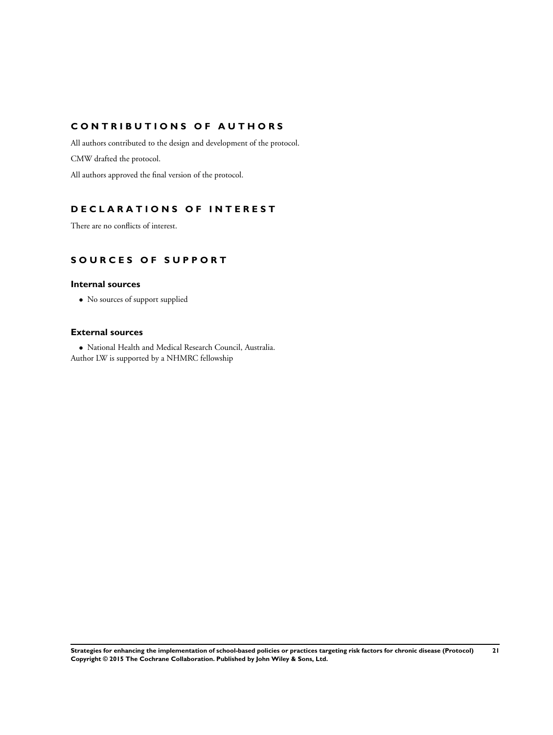## CONTRIBUTIONS OF AUTHORS

All authors contributed to the design and development of the protocol.

CMW drafted the protocol.

All authors approved the final version of the protocol.

## DECLARATIONS OF INTEREST

There are no conflicts of interest.

## SOURCES OF SUPPORT

### Internal sources

- No sources of support supplied

### External sources

- National Health and Medical Research Council, Australia.

Author LW is supported by a NHMRC fellowship